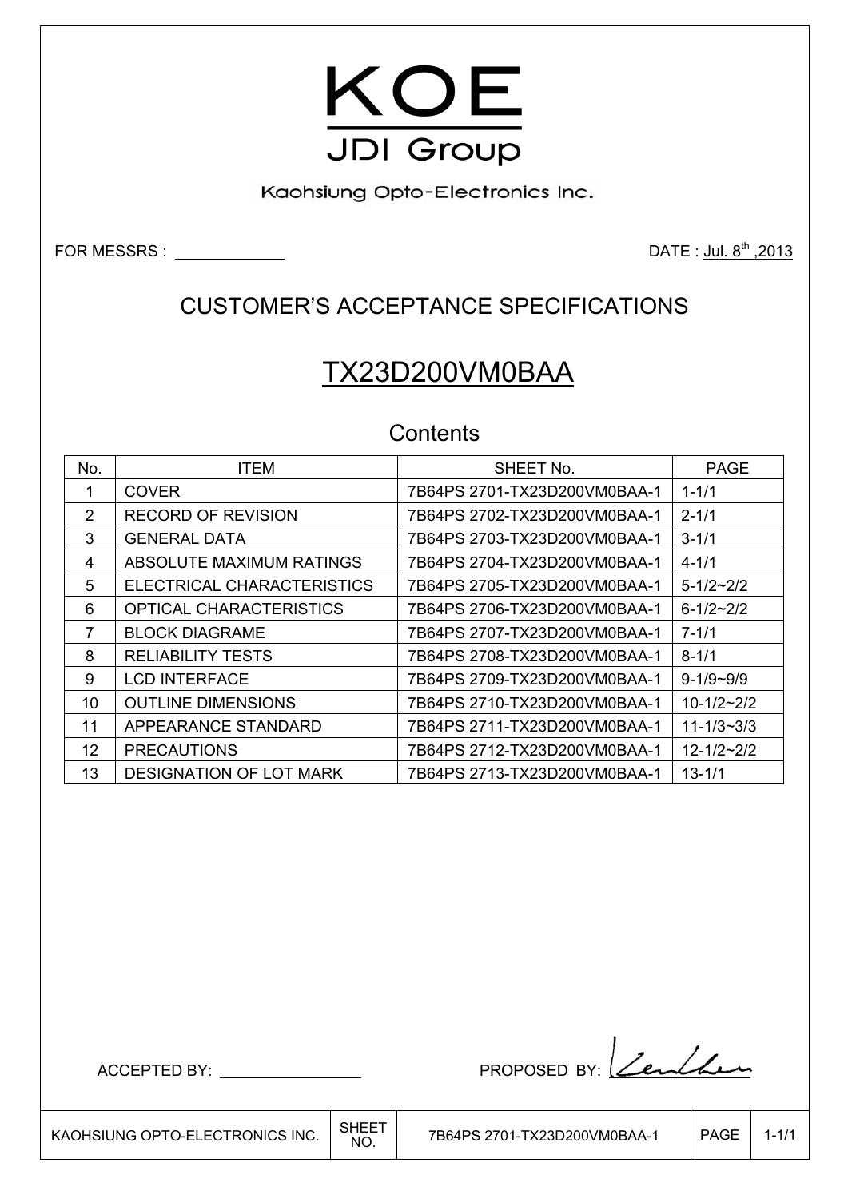# KOE

## JDI Group

Kaohsiung Opto-Electronics Inc.

FOR MESSRS : ____________ DATE : Jul. 8th ,2013

## CUSTOMER'S ACCEPTANCE SPECIFICATIONS

# TX23D200VM0BAA

### Contents

| No. | ITEM | SHEET No. | PAGE |
|---|---|---|---|
| 1 | COVER | 7B64PS 2701-TX23D200VM0BAA-1 | 1-1/1 |
| 2 | RECORD OF REVISION | 7B64PS 2702-TX23D200VM0BAA-1 | 2-1/1 |
| 3 | GENERAL DATA | 7B64PS 2703-TX23D200VM0BAA-1 | 3-1/1 |
| 4 | ABSOLUTE MAXIMUM RATINGS | 7B64PS 2704-TX23D200VM0BAA-1 | 4-1/1 |
| 5 | ELECTRICAL CHARACTERISTICS | 7B64PS 2705-TX23D200VM0BAA-1 | 5-1/2~2/2 |
| 6 | OPTICAL CHARACTERISTICS | 7B64PS 2706-TX23D200VM0BAA-1 | 6-1/2~2/2 |
| 7 | BLOCK DIAGRAME | 7B64PS 2707-TX23D200VM0BAA-1 | 7-1/1 |
| 8 | RELIABILITY TESTS | 7B64PS 2708-TX23D200VM0BAA-1 | 8-1/1 |
| 9 | LCD INTERFACE | 7B64PS 2709-TX23D200VM0BAA-1 | 9-1/9~9/9 |
| 10 | OUTLINE DIMENSIONS | 7B64PS 2710-TX23D200VM0BAA-1 | 10-1/2~2/2 |
| 11 | APPEARANCE STANDARD | 7B64PS 2711-TX23D200VM0BAA-1 | 11-1/3~3/3 |
| 12 | PRECAUTIONS | 7B64PS 2712-TX23D200VM0BAA-1 | 12-1/2~2/2 |
| 13 | DESIGNATION OF LOT MARK | 7B64PS 2713-TX23D200VM0BAA-1 | 13-1/1 |

ACCEPTED BY: ________________ PROPOSED BY: ________________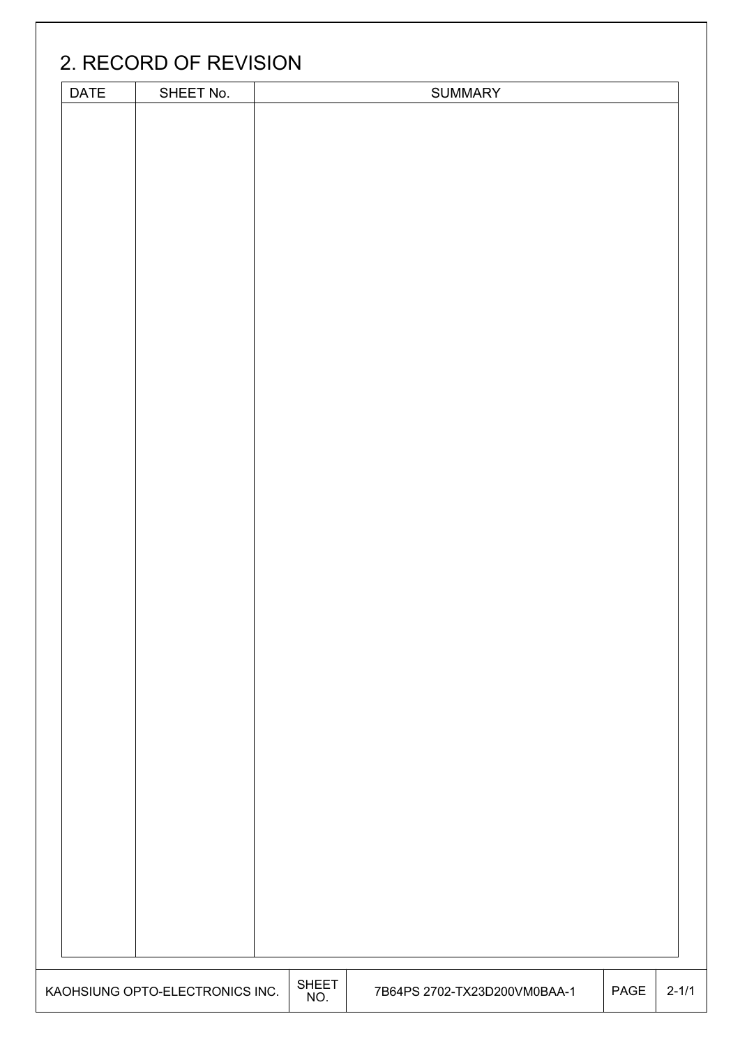## 2. RECORD OF REVISION

| DATE | SHEET No. | SUMMARY |
|---|---|---|
| | | |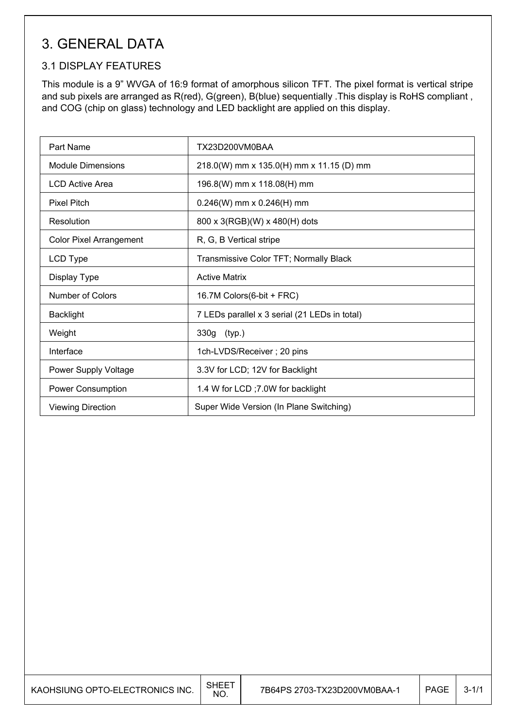# 3. GENERAL DATA

## 3.1 DISPLAY FEATURES

This module is a 9" WVGA of 16:9 format of amorphous silicon TFT. The pixel format is vertical stripe and sub pixels are arranged as R(red), G(green), B(blue) sequentially .This display is RoHS compliant , and COG (chip on glass) technology and LED backlight are applied on this display.

| Part Name | TX23D200VM0BAA |
|---|---|
| Module Dimensions | 218.0(W) mm x 135.0(H) mm x 11.15 (D) mm |
| LCD Active Area | 196.8(W) mm x 118.08(H) mm |
| Pixel Pitch | 0.246(W) mm x 0.246(H) mm |
| Resolution | 800 x 3(RGB)(W) x 480(H) dots |
| Color Pixel Arrangement | R, G, B Vertical stripe |
| LCD Type | Transmissive Color TFT; Normally Black |
| Display Type | Active Matrix |
| Number of Colors | 16.7M Colors(6-bit + FRC) |
| Backlight | 7 LEDs parallel x 3 serial (21 LEDs in total) |
| Weight | 330g (typ.) |
| Interface | 1ch-LVDS/Receiver ; 20 pins |
| Power Supply Voltage | 3.3V for LCD; 12V for Backlight |
| Power Consumption | 1.4 W for LCD ;7.0W for backlight |
| Viewing Direction | Super Wide Version (In Plane Switching) |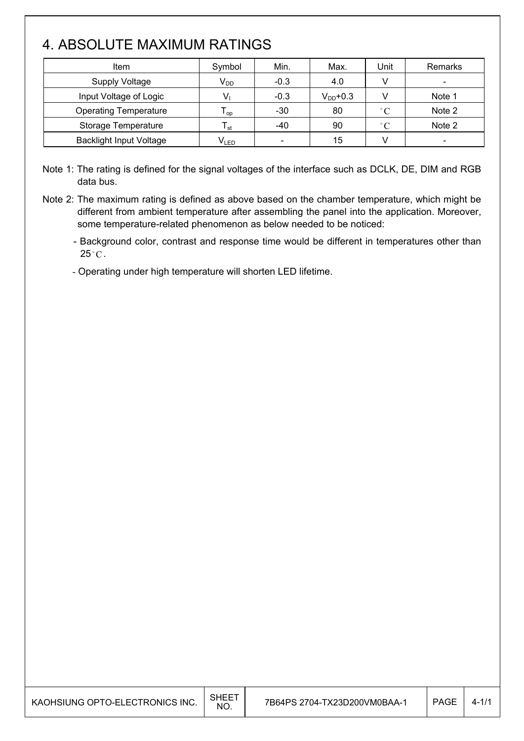# 4. ABSOLUTE MAXIMUM RATINGS

| Item | Symbol | Min. | Max. | Unit | Remarks |
|---|---|---|---|---|---|
| Supply Voltage | $V_{DD}$ | -0.3 | 4.0 | V | - |
| Input Voltage of Logic | $V_I$ | -0.3 | $V_{DD}$+0.3 | V | Note 1 |
| Operating Temperature | $T_{op}$ | -30 | 80 | °C | Note 2 |
| Storage Temperature | $T_{st}$ | -40 | 90 | °C | Note 2 |
| Backlight Input Voltage | $V_{LED}$ | - | 15 | V | - |

Note 1: The rating is defined for the signal voltages of the interface such as DCLK, DE, DIM and RGB data bus.

Note 2: The maximum rating is defined as above based on the chamber temperature, which might be different from ambient temperature after assembling the panel into the application. Moreover, some temperature-related phenomenon as below needed to be noticed:

- Background color, contrast and response time would be different in temperatures other than 25°C.
- Operating under high temperature will shorten LED lifetime.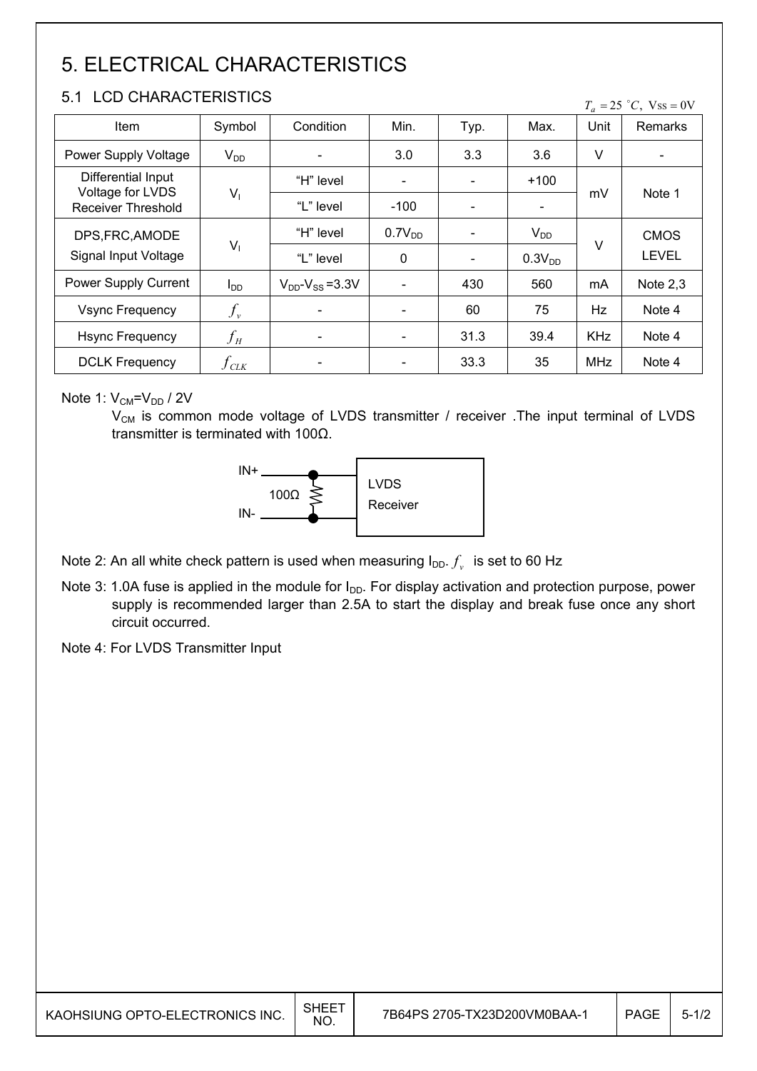# 5. ELECTRICAL CHARACTERISTICS

## 5.1 LCD CHARACTERISTICS

$T_a = 25\ ^\circ C,\ V_{SS} = 0V$

| Item | Symbol | Condition | Min. | Typ. | Max. | Unit | Remarks |
|---|---|---|---|---|---|---|---|
| Power Supply Voltage | $V_{DD}$ | - | 3.0 | 3.3 | 3.6 | V | - |
| Differential Input Voltage for LVDS Receiver Threshold | $V_I$ | "H" level | - | - | +100 | mV | Note 1 |
| | | "L" level | -100 | - | - | | |
| DPS,FRC,AMODE Signal Input Voltage | $V_I$ | "H" level | $0.7V_{DD}$ | - | $V_{DD}$ | V | CMOS LEVEL |
| | | "L" level | 0 | - | $0.3V_{DD}$ | | |
| Power Supply Current | $I_{DD}$ | $V_{DD}$-$V_{SS}$ =3.3V | - | 430 | 560 | mA | Note 2,3 |
| Vsync Frequency | $f_v$ | - | - | 60 | 75 | Hz | Note 4 |
| Hsync Frequency | $f_H$ | - | - | 31.3 | 39.4 | KHz | Note 4 |
| DCLK Frequency | $f_{CLK}$ | - | - | 33.3 | 35 | MHz | Note 4 |

Note 1: $V_{CM}$=$V_{DD}$ / 2V

$V_{CM}$ is common mode voltage of LVDS transmitter / receiver .The input terminal of LVDS transmitter is terminated with 100Ω.

IN+ / IN- — 100Ω — LVDS Receiver

Note 2: An all white check pattern is used when measuring $I_{DD}$. $f_v$ is set to 60 Hz

Note 3: 1.0A fuse is applied in the module for $I_{DD}$. For display activation and protection purpose, power supply is recommended larger than 2.5A to start the display and break fuse once any short circuit occurred.

Note 4: For LVDS Transmitter Input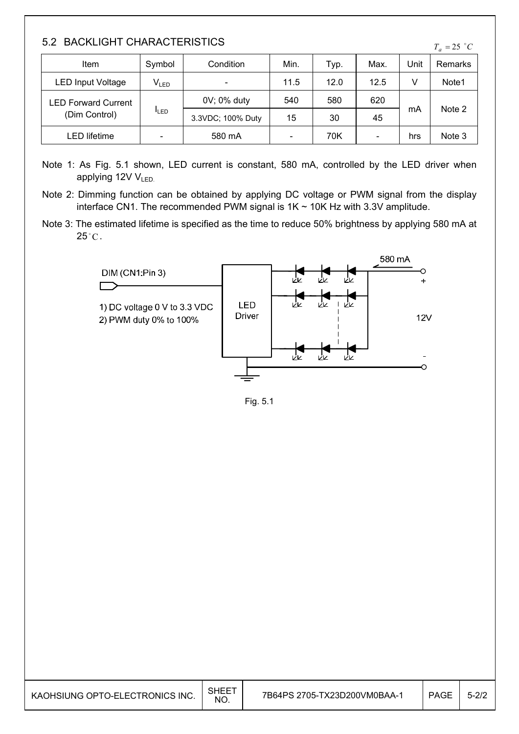## 5.2 BACKLIGHT CHARACTERISTICS

$T_a = 25\ ^\circ C$

| Item | Symbol | Condition | Min. | Typ. | Max. | Unit | Remarks |
|---|---|---|---|---|---|---|---|
| LED Input Voltage | $V_{LED}$ | - | 11.5 | 12.0 | 12.5 | V | Note1 |
| LED Forward Current (Dim Control) | $I_{LED}$ | 0V; 0% duty | 540 | 580 | 620 | mA | Note 2 |
| | | 3.3VDC; 100% Duty | 15 | 30 | 45 | | |
| LED lifetime | - | 580 mA | - | 70K | - | hrs | Note 3 |

Note 1: As Fig. 5.1 shown, LED current is constant, 580 mA, controlled by the LED driver when applying 12V $V_{LED.}$

Note 2: Dimming function can be obtained by applying DC voltage or PWM signal from the display interface CN1. The recommended PWM signal is 1K ~ 10K Hz with 3.3V amplitude.

Note 3: The estimated lifetime is specified as the time to reduce 50% brightness by applying 580 mA at 25 $^\circ C$.

DIM (CN1:Pin 3)

1) DC voltage 0 V to 3.3 VDC
2) PWM duty 0% to 100%

LED Driver

580 mA

12V

Fig. 5.1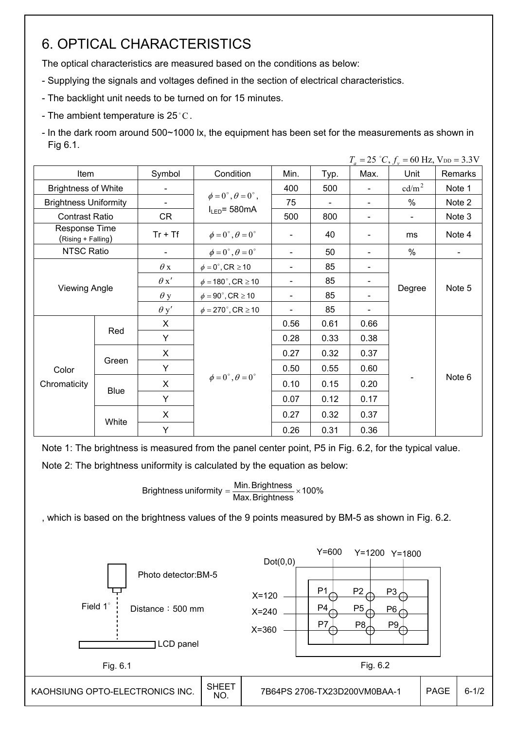# 6. OPTICAL CHARACTERISTICS

The optical characteristics are measured based on the conditions as below:

- Supplying the signals and voltages defined in the section of electrical characteristics.
- The backlight unit needs to be turned on for 15 minutes.
- The ambient temperature is 25°C.
- In the dark room around 500~1000 lx, the equipment has been set for the measurements as shown in Fig 6.1.

$T_a = 25\ ^\circ C$, $f_v = 60$ Hz, $V_{DD} = 3.3V$

| Item | | Symbol | Condition | Min. | Typ. | Max. | Unit | Remarks |
|---|---|---|---|---|---|---|---|---|
| Brightness of White | | - | $\phi = 0^\circ, \theta = 0^\circ$, $I_{LED}$= 580mA | 400 | 500 | - | $cd/m^2$ | Note 1 |
| Brightness Uniformity | | - | | 75 | - | - | % | Note 2 |
| Contrast Ratio | | CR | | 500 | 800 | - | - | Note 3 |
| Response Time (Rising + Falling) | | Tr + Tf | $\phi = 0^\circ, \theta = 0^\circ$ | - | 40 | - | ms | Note 4 |
| NTSC Ratio | | - | $\phi = 0^\circ, \theta = 0^\circ$ | - | 50 | - | % | - |
| Viewing Angle | | $\theta x$ | $\phi = 0^\circ$, CR $\geq 10$ | - | 85 | - | Degree | Note 5 |
| | | $\theta x'$ | $\phi = 180^\circ$, CR $\geq 10$ | - | 85 | - | | |
| | | $\theta y$ | $\phi = 90^\circ$, CR $\geq 10$ | - | 85 | - | | |
| | | $\theta y'$ | $\phi = 270^\circ$, CR $\geq 10$ | - | 85 | - | | |
| Color Chromaticity | Red | X | $\phi = 0^\circ, \theta = 0^\circ$ | 0.56 | 0.61 | 0.66 | - | Note 6 |
| | | Y | | 0.28 | 0.33 | 0.38 | | |
| | Green | X | | 0.27 | 0.32 | 0.37 | | |
| | | Y | | 0.50 | 0.55 | 0.60 | | |
| | Blue | X | | 0.10 | 0.15 | 0.20 | | |
| | | Y | | 0.07 | 0.12 | 0.17 | | |
| | White | X | | 0.27 | 0.32 | 0.37 | | |
| | | Y | | 0.26 | 0.31 | 0.36 | | |

Note 1: The brightness is measured from the panel center point, P5 in Fig. 6.2, for the typical value.

Note 2: The brightness uniformity is calculated by the equation as below:

$$\text{Brightness uniformity} = \frac{\text{Min. Brightness}}{\text{Max. Brightness}} \times 100\%$$

, which is based on the brightness values of the 9 points measured by BM-5 as shown in Fig. 6.2.

Photo detector:BM-5

Field 1°

Distance：500 mm

LCD panel

Fig. 6.1

Dot(0,0)

Y=600 Y=1200 Y=1800

X=120 X=240 X=360

P1 P2 P3 P4 P5 P6 P7 P8 P9

Fig. 6.2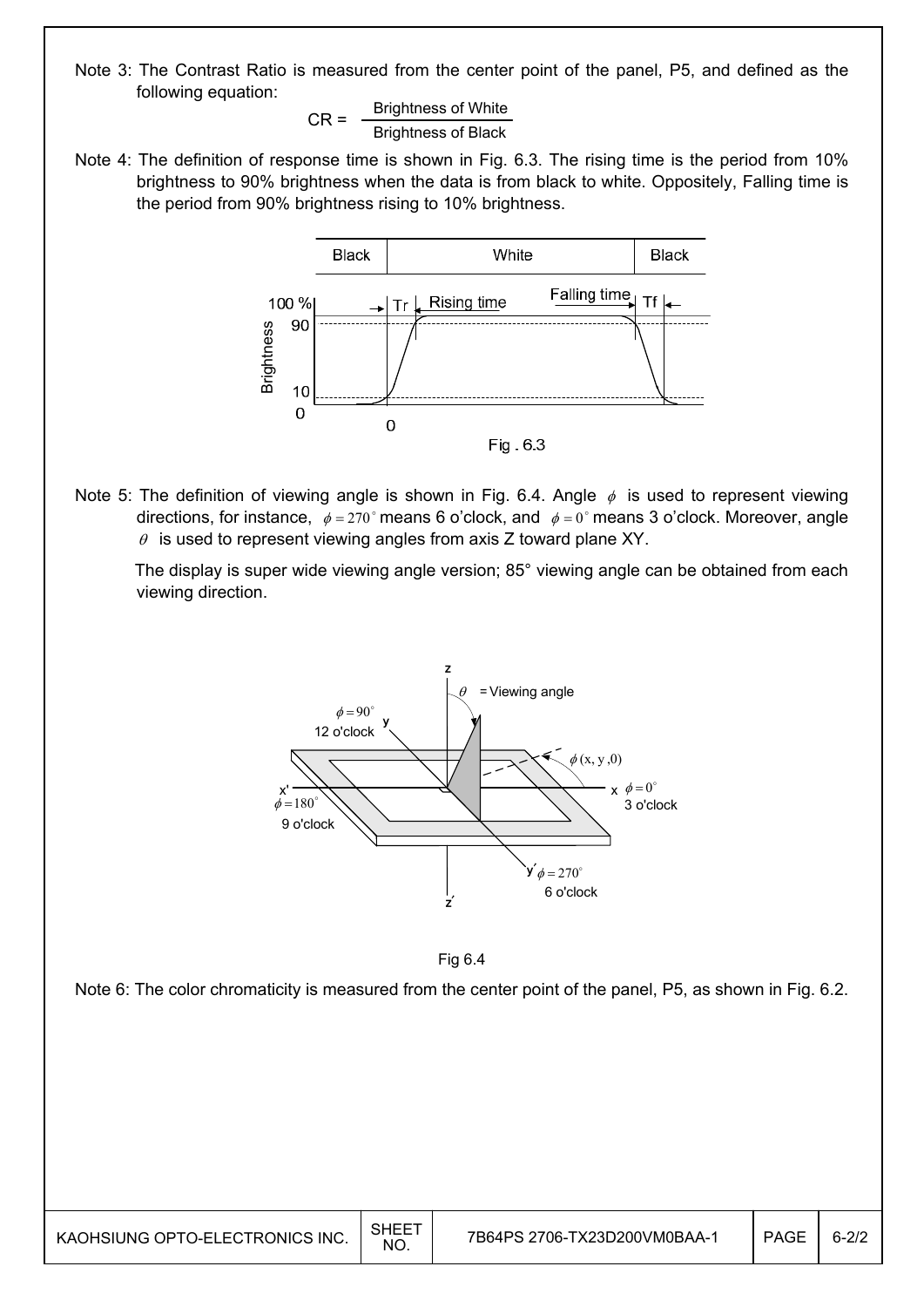Note 3: The Contrast Ratio is measured from the center point of the panel, P5, and defined as the following equation:

$$CR = \frac{\text{Brightness of White}}{\text{Brightness of Black}}$$

Note 4: The definition of response time is shown in Fig. 6.3. The rising time is the period from 10% brightness to 90% brightness when the data is from black to white. Oppositely, Falling time is the period from 90% brightness rising to 10% brightness.

Fig . 6.3

Note 5: The definition of viewing angle is shown in Fig. 6.4. Angle $\phi$ is used to represent viewing directions, for instance, $\phi = 270^\circ$ means 6 o'clock, and $\phi = 0^\circ$ means 3 o'clock. Moreover, angle $\theta$ is used to represent viewing angles from axis Z toward plane XY.

The display is super wide viewing angle version; 85° viewing angle can be obtained from each viewing direction.

Fig 6.4

Note 6: The color chromaticity is measured from the center point of the panel, P5, as shown in Fig. 6.2.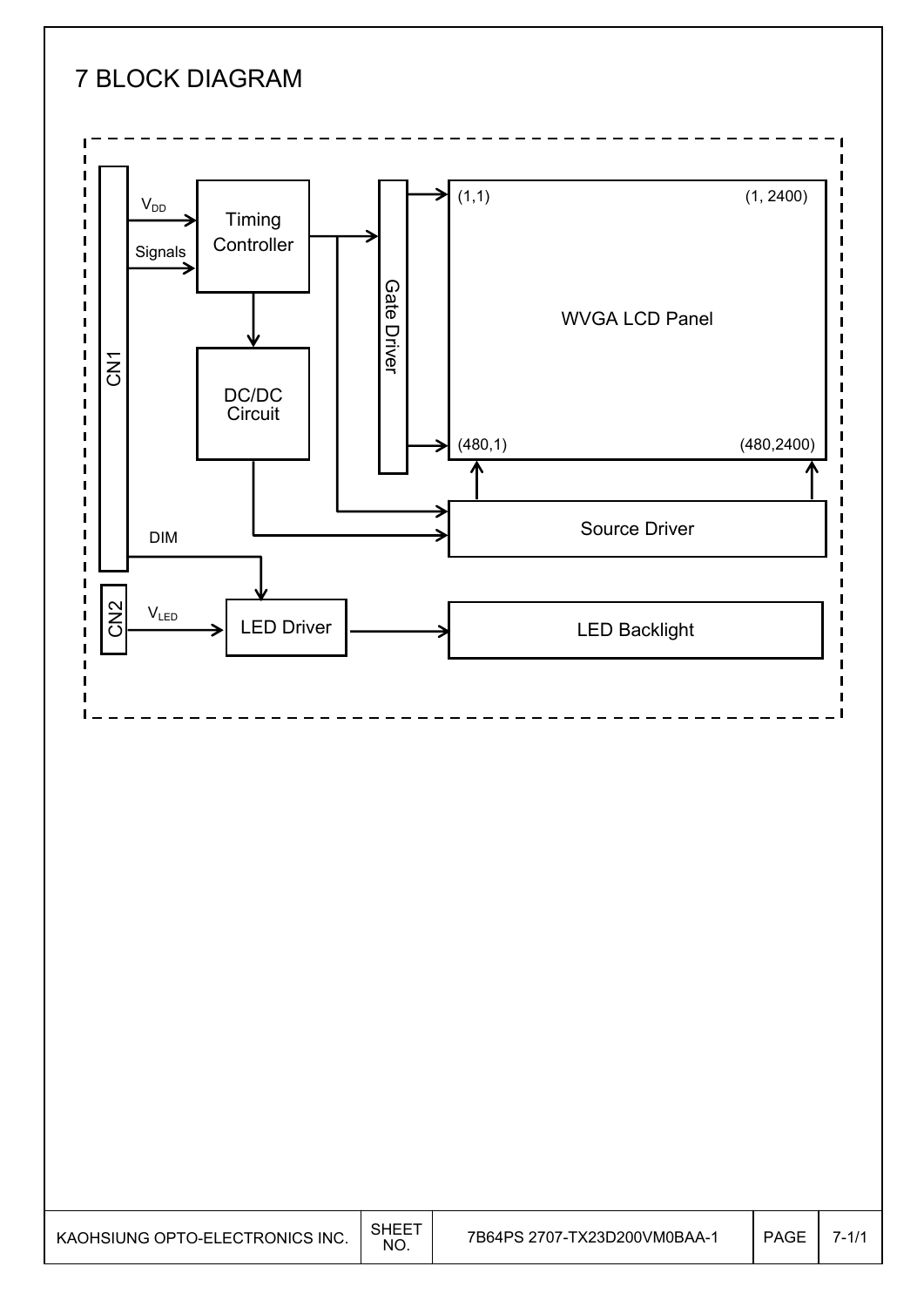# 7 BLOCK DIAGRAM

CN1

$V_{DD}$

Signals

Timing Controller

DC/DC Circuit

Gate Driver

(1,1)

(1, 2400)

WVGA LCD Panel

(480,1)

(480,2400)

Source Driver

DIM

CN2

$V_{LED}$

LED Driver

LED Backlight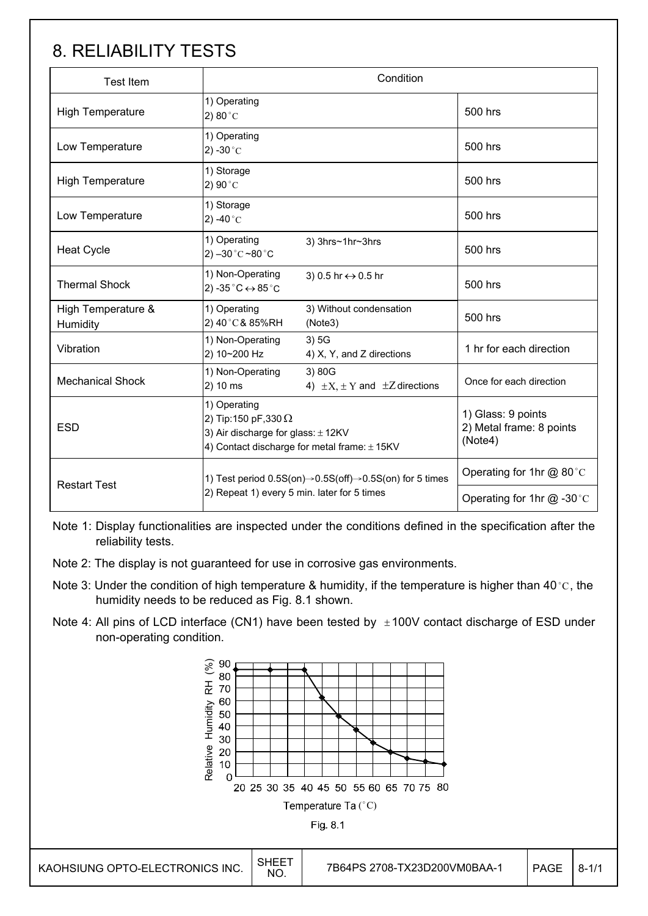# 8. RELIABILITY TESTS

| Test Item | Condition | |
|---|---|---|
| High Temperature | 1) Operating<br>2) 80°C | 500 hrs |
| Low Temperature | 1) Operating<br>2) -30°C | 500 hrs |
| High Temperature | 1) Storage<br>2) 90°C | 500 hrs |
| Low Temperature | 1) Storage<br>2) -40°C | 500 hrs |
| Heat Cycle | 1) Operating 3) 3hrs~1hr~3hrs<br>2) –30°C ~80°C | 500 hrs |
| Thermal Shock | 1) Non-Operating 3) 0.5 hr ↔ 0.5 hr<br>2) -35°C ↔ 85°C | 500 hrs |
| High Temperature & Humidity | 1) Operating 3) Without condensation<br>2) 40°C & 85%RH (Note3) | 500 hrs |
| Vibration | 1) Non-Operating 3) 5G<br>2) 10~200 Hz 4) X, Y, and Z directions | 1 hr for each direction |
| Mechanical Shock | 1) Non-Operating 3) 80G<br>2) 10 ms 4) ±X, ±Y and ±Z directions | Once for each direction |
| ESD | 1) Operating<br>2) Tip:150 pF,330 Ω<br>3) Air discharge for glass: ±12KV<br>4) Contact discharge for metal frame: ±15KV | 1) Glass: 9 points<br>2) Metal frame: 8 points<br>(Note4) |
| Restart Test | 1) Test period 0.5S(on)→0.5S(off)→0.5S(on) for 5 times<br>2) Repeat 1) every 5 min. later for 5 times | Operating for 1hr @ 80°C |
| | | Operating for 1hr @ -30°C |

Note 1: Display functionalities are inspected under the conditions defined in the specification after the reliability tests.

Note 2: The display is not guaranteed for use in corrosive gas environments.

Note 3: Under the condition of high temperature & humidity, if the temperature is higher than 40°C, the humidity needs to be reduced as Fig. 8.1 shown.

Note 4: All pins of LCD interface (CN1) have been tested by ±100V contact discharge of ESD under non-operating condition.

Fig. 8.1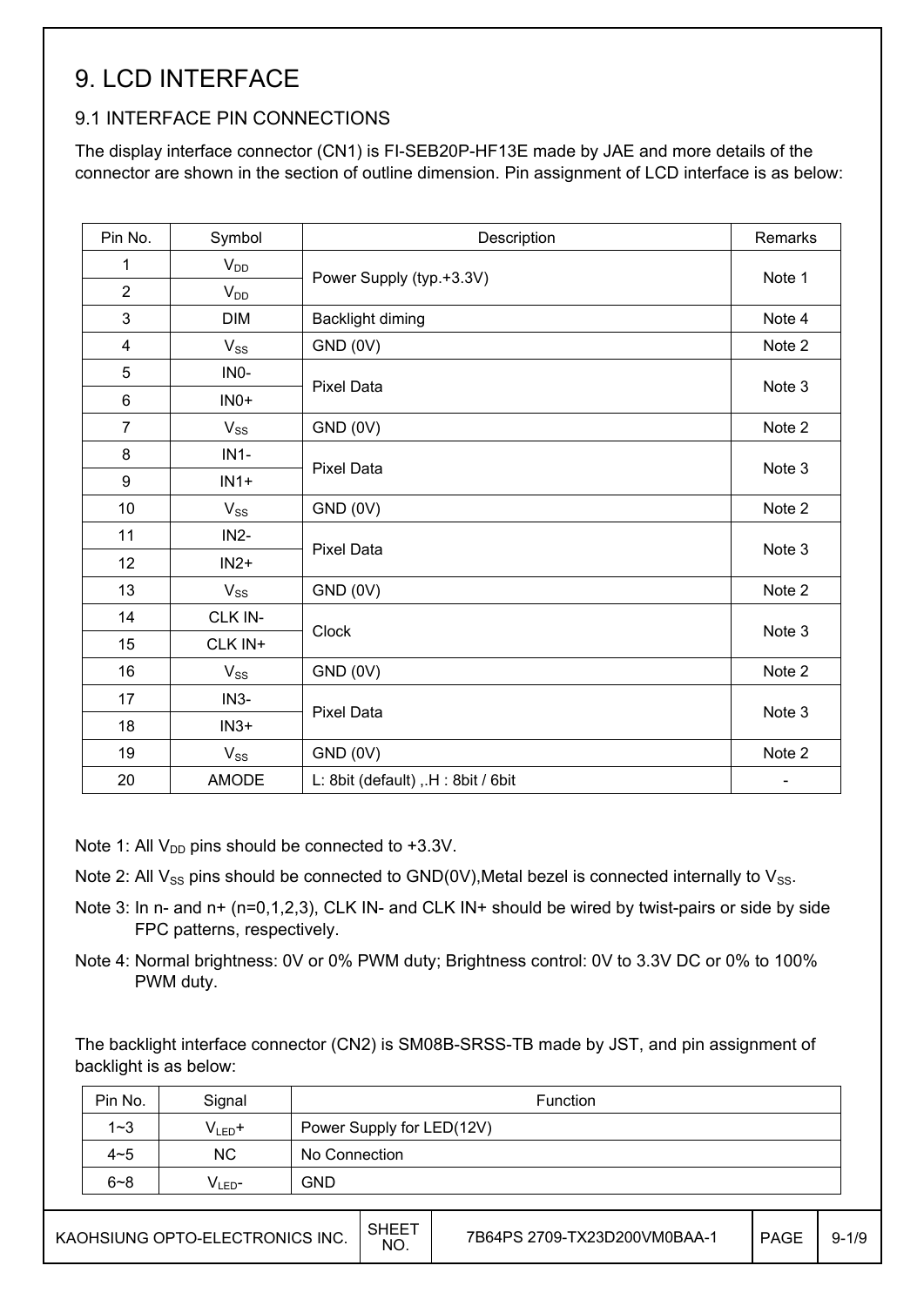# 9. LCD INTERFACE

## 9.1 INTERFACE PIN CONNECTIONS

The display interface connector (CN1) is FI-SEB20P-HF13E made by JAE and more details of the connector are shown in the section of outline dimension. Pin assignment of LCD interface is as below:

| Pin No. | Symbol | Description | Remarks |
|---|---|---|---|
| 1 | $V_{DD}$ | Power Supply (typ.+3.3V) | Note 1 |
| 2 | $V_{DD}$ | | |
| 3 | DIM | Backlight diming | Note 4 |
| 4 | $V_{SS}$ | GND (0V) | Note 2 |
| 5 | IN0- | Pixel Data | Note 3 |
| 6 | IN0+ | | |
| 7 | $V_{SS}$ | GND (0V) | Note 2 |
| 8 | IN1- | Pixel Data | Note 3 |
| 9 | IN1+ | | |
| 10 | $V_{SS}$ | GND (0V) | Note 2 |
| 11 | IN2- | Pixel Data | Note 3 |
| 12 | IN2+ | | |
| 13 | $V_{SS}$ | GND (0V) | Note 2 |
| 14 | CLK IN- | Clock | Note 3 |
| 15 | CLK IN+ | | |
| 16 | $V_{SS}$ | GND (0V) | Note 2 |
| 17 | IN3- | Pixel Data | Note 3 |
| 18 | IN3+ | | |
| 19 | $V_{SS}$ | GND (0V) | Note 2 |
| 20 | AMODE | L: 8bit (default) ,.H : 8bit / 6bit | - |

Note 1: All $V_{DD}$ pins should be connected to +3.3V.

Note 2: All $V_{SS}$ pins should be connected to GND(0V),Metal bezel is connected internally to $V_{SS}$.

Note 3: In n- and n+ (n=0,1,2,3), CLK IN- and CLK IN+ should be wired by twist-pairs or side by side FPC patterns, respectively.

Note 4: Normal brightness: 0V or 0% PWM duty; Brightness control: 0V to 3.3V DC or 0% to 100% PWM duty.

The backlight interface connector (CN2) is SM08B-SRSS-TB made by JST, and pin assignment of backlight is as below:

| Pin No. | Signal | Function |
|---|---|---|
| 1~3 | $V_{LED}$+ | Power Supply for LED(12V) |
| 4~5 | NC | No Connection |
| 6~8 | $V_{LED}$- | GND |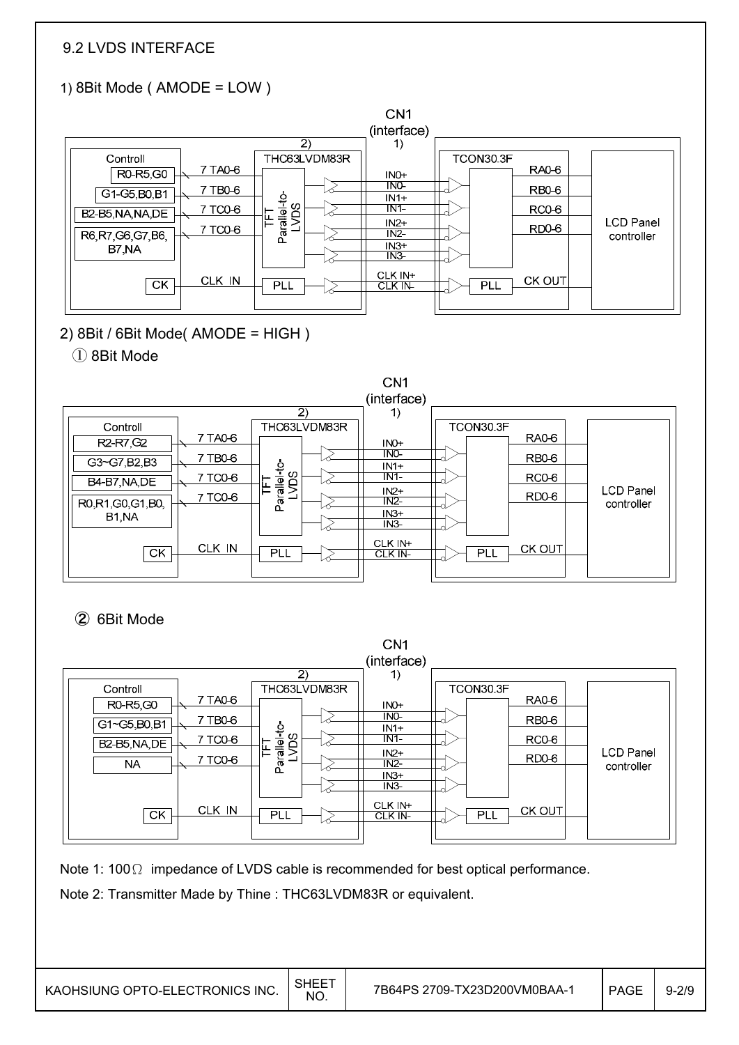## 9.2 LVDS INTERFACE

### 1) 8Bit Mode ( AMODE = LOW )

CN1 (interface) 1)

Controll: R0-R5,G0 — 7 TA0-6; G1-G5,B0,B1 — 7 TB0-6; B2-B5,NA,NA,DE — 7 TC0-6; R6,R7,G6,G7,B6, B7,NA — 7 TC0-6; CK — CLK IN

2) THC63LVDM83R: TFT Parallel-to-LVDS; PLL

IN0+ / IN0-, IN1+ / IN1-, IN2+ / IN2-, IN3+ / IN3-, CLK IN+ / CLK IN-

TCON30.3F: RA0-6, RB0-6, RC0-6, RD0-6; PLL — CK OUT

LCD Panel controller

### 2) 8Bit / 6Bit Mode( AMODE = HIGH )

#### ① 8Bit Mode

CN1 (interface) 1)

Controll: R2-R7,G2 — 7 TA0-6; G3~G7,B2,B3 — 7 TB0-6; B4-B7,NA,DE — 7 TC0-6; R0,R1,G0,G1,B0, B1,NA — 7 TC0-6; CK — CLK IN

2) THC63LVDM83R: TFT Parallel-to-LVDS; PLL

IN0+ / IN0-, IN1+ / IN1-, IN2+ / IN2-, IN3+ / IN3-, CLK IN+ / CLK IN-

TCON30.3F: RA0-6, RB0-6, RC0-6, RD0-6; PLL — CK OUT

LCD Panel controller

#### ② 6Bit Mode

CN1 (interface) 1)

Controll: R0-R5,G0 — 7 TA0-6; G1~G5,B0,B1 — 7 TB0-6; B2-B5,NA,DE — 7 TC0-6; NA — 7 TC0-6; CK — CLK IN

2) THC63LVDM83R: TFT Parallel-to-LVDS; PLL

IN0+ / IN0-, IN1+ / IN1-, IN2+ / IN2-, IN3+ / IN3-, CLK IN+ / CLK IN-

TCON30.3F: RA0-6, RB0-6, RC0-6, RD0-6; PLL — CK OUT

LCD Panel controller

Note 1: 100Ω impedance of LVDS cable is recommended for best optical performance.

Note 2: Transmitter Made by Thine : THC63LVDM83R or equivalent.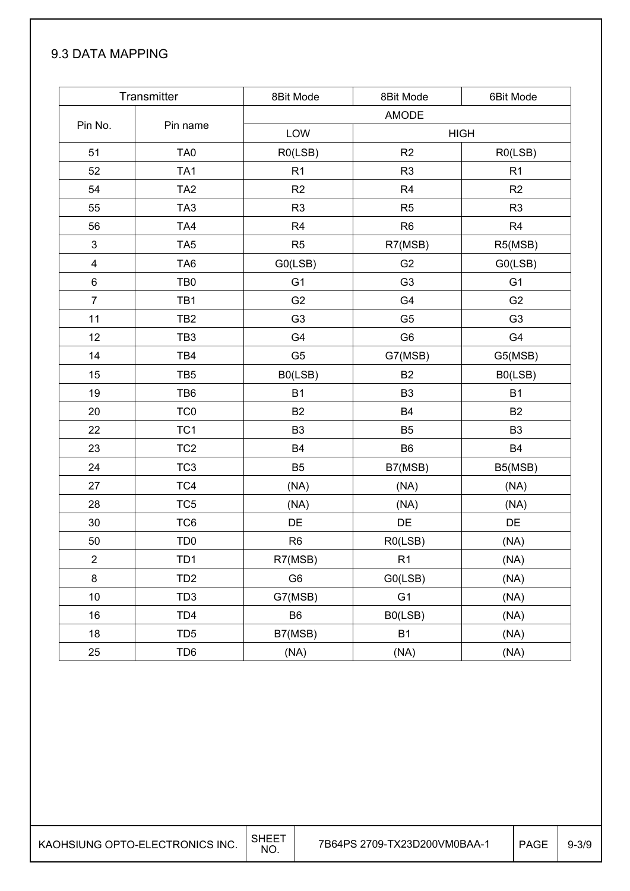## 9.3 DATA MAPPING

| Transmitter | | 8Bit Mode | 8Bit Mode | 6Bit Mode |
|---|---|---|---|---|
| Pin No. | Pin name | AMODE | | |
| | | LOW | HIGH | |
| 51 | TA0 | R0(LSB) | R2 | R0(LSB) |
| 52 | TA1 | R1 | R3 | R1 |
| 54 | TA2 | R2 | R4 | R2 |
| 55 | TA3 | R3 | R5 | R3 |
| 56 | TA4 | R4 | R6 | R4 |
| 3 | TA5 | R5 | R7(MSB) | R5(MSB) |
| 4 | TA6 | G0(LSB) | G2 | G0(LSB) |
| 6 | TB0 | G1 | G3 | G1 |
| 7 | TB1 | G2 | G4 | G2 |
| 11 | TB2 | G3 | G5 | G3 |
| 12 | TB3 | G4 | G6 | G4 |
| 14 | TB4 | G5 | G7(MSB) | G5(MSB) |
| 15 | TB5 | B0(LSB) | B2 | B0(LSB) |
| 19 | TB6 | B1 | B3 | B1 |
| 20 | TC0 | B2 | B4 | B2 |
| 22 | TC1 | B3 | B5 | B3 |
| 23 | TC2 | B4 | B6 | B4 |
| 24 | TC3 | B5 | B7(MSB) | B5(MSB) |
| 27 | TC4 | (NA) | (NA) | (NA) |
| 28 | TC5 | (NA) | (NA) | (NA) |
| 30 | TC6 | DE | DE | DE |
| 50 | TD0 | R6 | R0(LSB) | (NA) |
| 2 | TD1 | R7(MSB) | R1 | (NA) |
| 8 | TD2 | G6 | G0(LSB) | (NA) |
| 10 | TD3 | G7(MSB) | G1 | (NA) |
| 16 | TD4 | B6 | B0(LSB) | (NA) |
| 18 | TD5 | B7(MSB) | B1 | (NA) |
| 25 | TD6 | (NA) | (NA) | (NA) |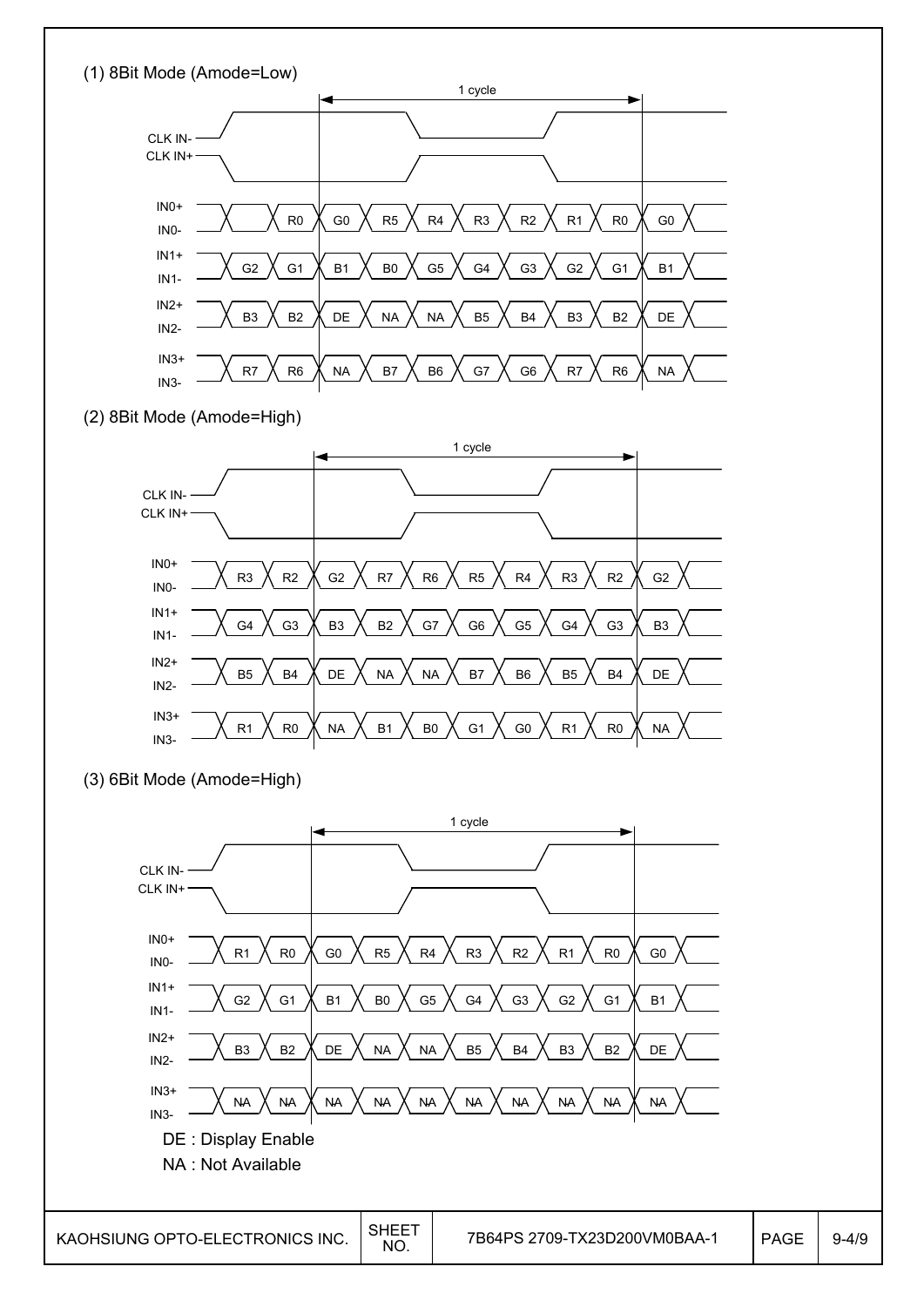(1) 8Bit Mode (Amode=Low)

1 cycle

CLK IN-
CLK IN+

| Signal | | | | | | | | | | |
|---|---|---|---|---|---|---|---|---|---|---|
| IN0+ / IN0- | | R0 | G0 | R5 | R4 | R3 | R2 | R1 | R0 | G0 |
| IN1+ / IN1- | G2 | G1 | B1 | B0 | G5 | G4 | G3 | G2 | G1 | B1 |
| IN2+ / IN2- | B3 | B2 | DE | NA | NA | B5 | B4 | B3 | B2 | DE |
| IN3+ / IN3- | R7 | R6 | NA | B7 | B6 | G7 | G6 | R7 | R6 | NA |

(2) 8Bit Mode (Amode=High)

1 cycle

CLK IN-
CLK IN+

| Signal | | | | | | | | | | |
|---|---|---|---|---|---|---|---|---|---|---|
| IN0+ / IN0- | R3 | R2 | G2 | R7 | R6 | R5 | R4 | R3 | R2 | G2 |
| IN1+ / IN1- | G4 | G3 | B3 | B2 | G7 | G6 | G5 | G4 | G3 | B3 |
| IN2+ / IN2- | B5 | B4 | DE | NA | NA | B7 | B6 | B5 | B4 | DE |
| IN3+ / IN3- | R1 | R0 | NA | B1 | B0 | G1 | G0 | R1 | R0 | NA |

(3) 6Bit Mode (Amode=High)

1 cycle

CLK IN-
CLK IN+

| Signal | | | | | | | | | | |
|---|---|---|---|---|---|---|---|---|---|---|
| IN0+ / IN0- | R1 | R0 | G0 | R5 | R4 | R3 | R2 | R1 | R0 | G0 |
| IN1+ / IN1- | G2 | G1 | B1 | B0 | G5 | G4 | G3 | G2 | G1 | B1 |
| IN2+ / IN2- | B3 | B2 | DE | NA | NA | B5 | B4 | B3 | B2 | DE |
| IN3+ / IN3- | NA | NA | NA | NA | NA | NA | NA | NA | NA | NA |

DE : Display Enable

NA : Not Available

| KAOHSIUNG OPTO-ELECTRONICS INC. | SHEET NO. | 7B64PS 2709-TX23D200VM0BAA-1 | PAGE | 9-4/9 |
|---|---|---|---|---|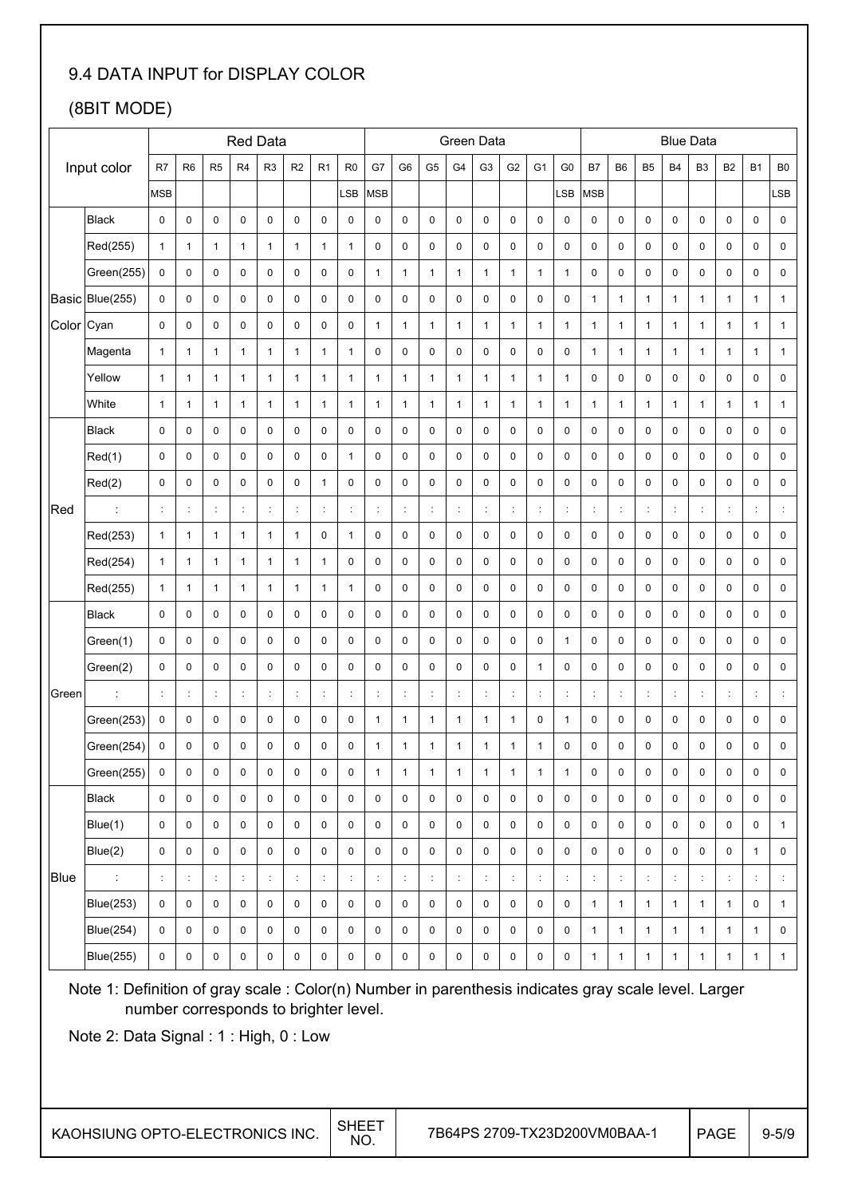## 9.4 DATA INPUT for DISPLAY COLOR

(8BIT MODE)

| Input color | | Red Data | | | | | | | | Green Data | | | | | | | | Blue Data | | | | | | | |
|---|---|---|---|---|---|---|---|---|---|---|---|---|---|---|---|---|---|---|---|---|---|---|---|---|---|
| | | R7 | R6 | R5 | R4 | R3 | R2 | R1 | R0 | G7 | G6 | G5 | G4 | G3 | G2 | G1 | G0 | B7 | B6 | B5 | B4 | B3 | B2 | B1 | B0 |
| | | MSB | | | | | | | LSB | MSB | | | | | | | LSB | MSB | | | | | | | LSB |
| Basic Color | Black | 0 | 0 | 0 | 0 | 0 | 0 | 0 | 0 | 0 | 0 | 0 | 0 | 0 | 0 | 0 | 0 | 0 | 0 | 0 | 0 | 0 | 0 | 0 | 0 |
| | Red(255) | 1 | 1 | 1 | 1 | 1 | 1 | 1 | 1 | 0 | 0 | 0 | 0 | 0 | 0 | 0 | 0 | 0 | 0 | 0 | 0 | 0 | 0 | 0 | 0 |
| | Green(255) | 0 | 0 | 0 | 0 | 0 | 0 | 0 | 0 | 1 | 1 | 1 | 1 | 1 | 1 | 1 | 1 | 0 | 0 | 0 | 0 | 0 | 0 | 0 | 0 |
| | Blue(255) | 0 | 0 | 0 | 0 | 0 | 0 | 0 | 0 | 0 | 0 | 0 | 0 | 0 | 0 | 0 | 0 | 1 | 1 | 1 | 1 | 1 | 1 | 1 | 1 |
| | Cyan | 0 | 0 | 0 | 0 | 0 | 0 | 0 | 0 | 1 | 1 | 1 | 1 | 1 | 1 | 1 | 1 | 1 | 1 | 1 | 1 | 1 | 1 | 1 | 1 |
| | Magenta | 1 | 1 | 1 | 1 | 1 | 1 | 1 | 1 | 0 | 0 | 0 | 0 | 0 | 0 | 0 | 0 | 1 | 1 | 1 | 1 | 1 | 1 | 1 | 1 |
| | Yellow | 1 | 1 | 1 | 1 | 1 | 1 | 1 | 1 | 1 | 1 | 1 | 1 | 1 | 1 | 1 | 1 | 0 | 0 | 0 | 0 | 0 | 0 | 0 | 0 |
| | White | 1 | 1 | 1 | 1 | 1 | 1 | 1 | 1 | 1 | 1 | 1 | 1 | 1 | 1 | 1 | 1 | 1 | 1 | 1 | 1 | 1 | 1 | 1 | 1 |
| Red | Black | 0 | 0 | 0 | 0 | 0 | 0 | 0 | 0 | 0 | 0 | 0 | 0 | 0 | 0 | 0 | 0 | 0 | 0 | 0 | 0 | 0 | 0 | 0 | 0 |
| | Red(1) | 0 | 0 | 0 | 0 | 0 | 0 | 0 | 1 | 0 | 0 | 0 | 0 | 0 | 0 | 0 | 0 | 0 | 0 | 0 | 0 | 0 | 0 | 0 | 0 |
| | Red(2) | 0 | 0 | 0 | 0 | 0 | 0 | 1 | 0 | 0 | 0 | 0 | 0 | 0 | 0 | 0 | 0 | 0 | 0 | 0 | 0 | 0 | 0 | 0 | 0 |
| | : | : | : | : | : | : | : | : | : | : | : | : | : | : | : | : | : | : | : | : | : | : | : | : | : |
| | Red(253) | 1 | 1 | 1 | 1 | 1 | 1 | 0 | 1 | 0 | 0 | 0 | 0 | 0 | 0 | 0 | 0 | 0 | 0 | 0 | 0 | 0 | 0 | 0 | 0 |
| | Red(254) | 1 | 1 | 1 | 1 | 1 | 1 | 1 | 0 | 0 | 0 | 0 | 0 | 0 | 0 | 0 | 0 | 0 | 0 | 0 | 0 | 0 | 0 | 0 | 0 |
| | Red(255) | 1 | 1 | 1 | 1 | 1 | 1 | 1 | 1 | 0 | 0 | 0 | 0 | 0 | 0 | 0 | 0 | 0 | 0 | 0 | 0 | 0 | 0 | 0 | 0 |
| Green | Black | 0 | 0 | 0 | 0 | 0 | 0 | 0 | 0 | 0 | 0 | 0 | 0 | 0 | 0 | 0 | 0 | 0 | 0 | 0 | 0 | 0 | 0 | 0 | 0 |
| | Green(1) | 0 | 0 | 0 | 0 | 0 | 0 | 0 | 0 | 0 | 0 | 0 | 0 | 0 | 0 | 0 | 1 | 0 | 0 | 0 | 0 | 0 | 0 | 0 | 0 |
| | Green(2) | 0 | 0 | 0 | 0 | 0 | 0 | 0 | 0 | 0 | 0 | 0 | 0 | 0 | 0 | 1 | 0 | 0 | 0 | 0 | 0 | 0 | 0 | 0 | 0 |
| | : | : | : | : | : | : | : | : | : | : | : | : | : | : | : | : | : | : | : | : | : | : | : | : | : |
| | Green(253) | 0 | 0 | 0 | 0 | 0 | 0 | 0 | 0 | 1 | 1 | 1 | 1 | 1 | 1 | 0 | 1 | 0 | 0 | 0 | 0 | 0 | 0 | 0 | 0 |
| | Green(254) | 0 | 0 | 0 | 0 | 0 | 0 | 0 | 0 | 1 | 1 | 1 | 1 | 1 | 1 | 1 | 0 | 0 | 0 | 0 | 0 | 0 | 0 | 0 | 0 |
| | Green(255) | 0 | 0 | 0 | 0 | 0 | 0 | 0 | 0 | 1 | 1 | 1 | 1 | 1 | 1 | 1 | 1 | 0 | 0 | 0 | 0 | 0 | 0 | 0 | 0 |
| Blue | Black | 0 | 0 | 0 | 0 | 0 | 0 | 0 | 0 | 0 | 0 | 0 | 0 | 0 | 0 | 0 | 0 | 0 | 0 | 0 | 0 | 0 | 0 | 0 | 0 |
| | Blue(1) | 0 | 0 | 0 | 0 | 0 | 0 | 0 | 0 | 0 | 0 | 0 | 0 | 0 | 0 | 0 | 0 | 0 | 0 | 0 | 0 | 0 | 0 | 0 | 1 |
| | Blue(2) | 0 | 0 | 0 | 0 | 0 | 0 | 0 | 0 | 0 | 0 | 0 | 0 | 0 | 0 | 0 | 0 | 0 | 0 | 0 | 0 | 0 | 0 | 1 | 0 |
| | : | : | : | : | : | : | : | : | : | : | : | : | : | : | : | : | : | : | : | : | : | : | : | : | : |
| | Blue(253) | 0 | 0 | 0 | 0 | 0 | 0 | 0 | 0 | 0 | 0 | 0 | 0 | 0 | 0 | 0 | 0 | 1 | 1 | 1 | 1 | 1 | 1 | 0 | 1 |
| | Blue(254) | 0 | 0 | 0 | 0 | 0 | 0 | 0 | 0 | 0 | 0 | 0 | 0 | 0 | 0 | 0 | 0 | 1 | 1 | 1 | 1 | 1 | 1 | 1 | 0 |
| | Blue(255) | 0 | 0 | 0 | 0 | 0 | 0 | 0 | 0 | 0 | 0 | 0 | 0 | 0 | 0 | 0 | 0 | 1 | 1 | 1 | 1 | 1 | 1 | 1 | 1 |

Note 1: Definition of gray scale : Color(n) Number in parenthesis indicates gray scale level. Larger number corresponds to brighter level.

Note 2: Data Signal : 1 : High, 0 : Low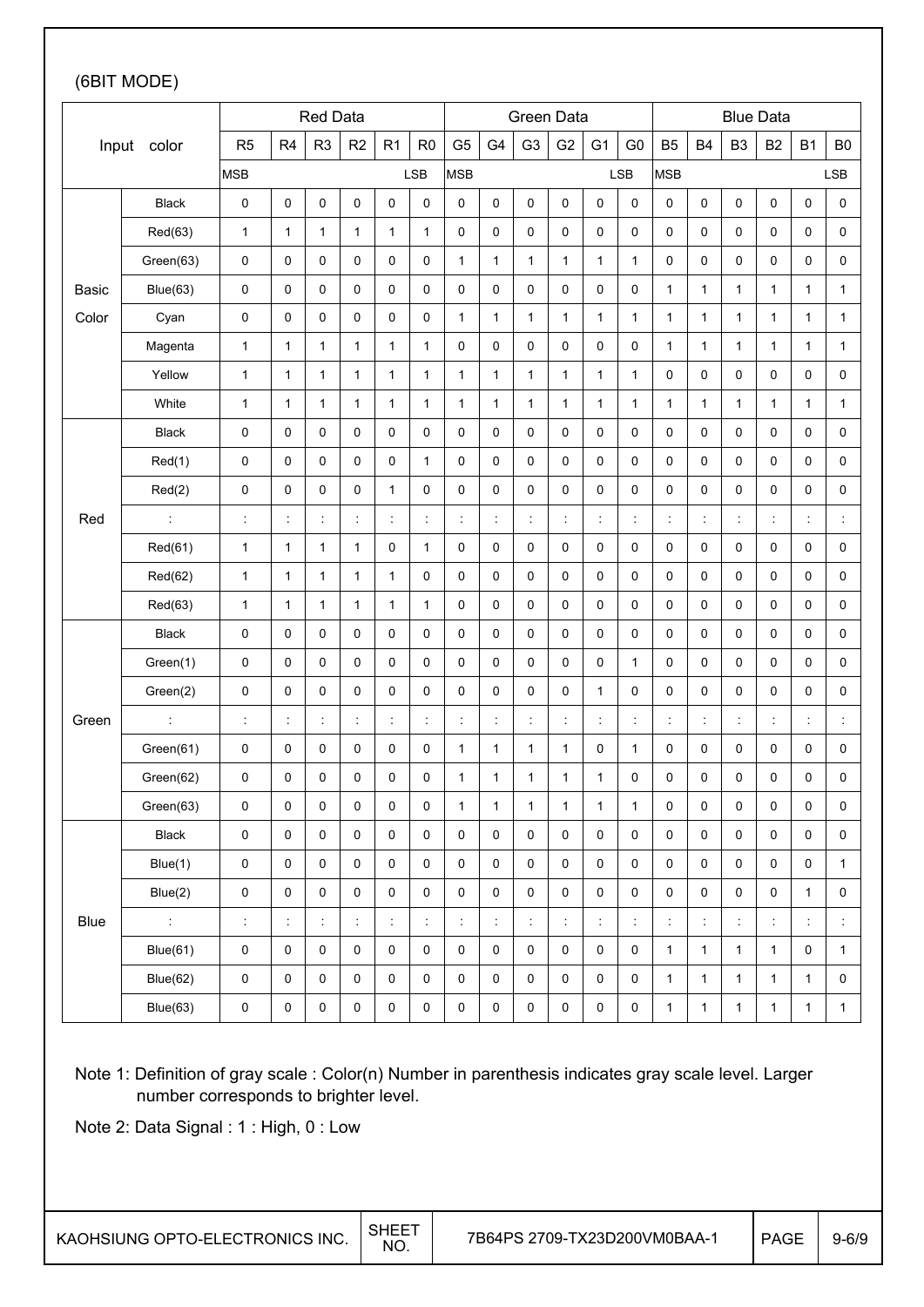(6BIT MODE)

| Input | color | Red Data | | | | | | Green Data | | | | | | Blue Data | | | | | |
|---|---|---|---|---|---|---|---|---|---|---|---|---|---|---|---|---|---|---|---|
| | | R5 | R4 | R3 | R2 | R1 | R0 | G5 | G4 | G3 | G2 | G1 | G0 | B5 | B4 | B3 | B2 | B1 | B0 |
| | | MSB | | | | | LSB | MSB | | | | | LSB | MSB | | | | | LSB |
| Basic Color | Black | 0 | 0 | 0 | 0 | 0 | 0 | 0 | 0 | 0 | 0 | 0 | 0 | 0 | 0 | 0 | 0 | 0 | 0 |
| | Red(63) | 1 | 1 | 1 | 1 | 1 | 1 | 0 | 0 | 0 | 0 | 0 | 0 | 0 | 0 | 0 | 0 | 0 | 0 |
| | Green(63) | 0 | 0 | 0 | 0 | 0 | 0 | 1 | 1 | 1 | 1 | 1 | 1 | 0 | 0 | 0 | 0 | 0 | 0 |
| | Blue(63) | 0 | 0 | 0 | 0 | 0 | 0 | 0 | 0 | 0 | 0 | 0 | 0 | 1 | 1 | 1 | 1 | 1 | 1 |
| | Cyan | 0 | 0 | 0 | 0 | 0 | 0 | 1 | 1 | 1 | 1 | 1 | 1 | 1 | 1 | 1 | 1 | 1 | 1 |
| | Magenta | 1 | 1 | 1 | 1 | 1 | 1 | 0 | 0 | 0 | 0 | 0 | 0 | 1 | 1 | 1 | 1 | 1 | 1 |
| | Yellow | 1 | 1 | 1 | 1 | 1 | 1 | 1 | 1 | 1 | 1 | 1 | 1 | 0 | 0 | 0 | 0 | 0 | 0 |
| | White | 1 | 1 | 1 | 1 | 1 | 1 | 1 | 1 | 1 | 1 | 1 | 1 | 1 | 1 | 1 | 1 | 1 | 1 |
| Red | Black | 0 | 0 | 0 | 0 | 0 | 0 | 0 | 0 | 0 | 0 | 0 | 0 | 0 | 0 | 0 | 0 | 0 | 0 |
| | Red(1) | 0 | 0 | 0 | 0 | 0 | 1 | 0 | 0 | 0 | 0 | 0 | 0 | 0 | 0 | 0 | 0 | 0 | 0 |
| | Red(2) | 0 | 0 | 0 | 0 | 1 | 0 | 0 | 0 | 0 | 0 | 0 | 0 | 0 | 0 | 0 | 0 | 0 | 0 |
| | : | : | : | : | : | : | : | : | : | : | : | : | : | : | : | : | : | : | : |
| | Red(61) | 1 | 1 | 1 | 1 | 0 | 1 | 0 | 0 | 0 | 0 | 0 | 0 | 0 | 0 | 0 | 0 | 0 | 0 |
| | Red(62) | 1 | 1 | 1 | 1 | 1 | 0 | 0 | 0 | 0 | 0 | 0 | 0 | 0 | 0 | 0 | 0 | 0 | 0 |
| | Red(63) | 1 | 1 | 1 | 1 | 1 | 1 | 0 | 0 | 0 | 0 | 0 | 0 | 0 | 0 | 0 | 0 | 0 | 0 |
| Green | Black | 0 | 0 | 0 | 0 | 0 | 0 | 0 | 0 | 0 | 0 | 0 | 0 | 0 | 0 | 0 | 0 | 0 | 0 |
| | Green(1) | 0 | 0 | 0 | 0 | 0 | 0 | 0 | 0 | 0 | 0 | 0 | 1 | 0 | 0 | 0 | 0 | 0 | 0 |
| | Green(2) | 0 | 0 | 0 | 0 | 0 | 0 | 0 | 0 | 0 | 0 | 1 | 0 | 0 | 0 | 0 | 0 | 0 | 0 |
| | : | : | : | : | : | : | : | : | : | : | : | : | : | : | : | : | : | : | : |
| | Green(61) | 0 | 0 | 0 | 0 | 0 | 0 | 1 | 1 | 1 | 1 | 0 | 1 | 0 | 0 | 0 | 0 | 0 | 0 |
| | Green(62) | 0 | 0 | 0 | 0 | 0 | 0 | 1 | 1 | 1 | 1 | 1 | 0 | 0 | 0 | 0 | 0 | 0 | 0 |
| | Green(63) | 0 | 0 | 0 | 0 | 0 | 0 | 1 | 1 | 1 | 1 | 1 | 1 | 0 | 0 | 0 | 0 | 0 | 0 |
| Blue | Black | 0 | 0 | 0 | 0 | 0 | 0 | 0 | 0 | 0 | 0 | 0 | 0 | 0 | 0 | 0 | 0 | 0 | 0 |
| | Blue(1) | 0 | 0 | 0 | 0 | 0 | 0 | 0 | 0 | 0 | 0 | 0 | 0 | 0 | 0 | 0 | 0 | 0 | 1 |
| | Blue(2) | 0 | 0 | 0 | 0 | 0 | 0 | 0 | 0 | 0 | 0 | 0 | 0 | 0 | 0 | 0 | 0 | 1 | 0 |
| | : | : | : | : | : | : | : | : | : | : | : | : | : | : | : | : | : | : | : |
| | Blue(61) | 0 | 0 | 0 | 0 | 0 | 0 | 0 | 0 | 0 | 0 | 0 | 0 | 1 | 1 | 1 | 1 | 0 | 1 |
| | Blue(62) | 0 | 0 | 0 | 0 | 0 | 0 | 0 | 0 | 0 | 0 | 0 | 0 | 1 | 1 | 1 | 1 | 1 | 0 |
| | Blue(63) | 0 | 0 | 0 | 0 | 0 | 0 | 0 | 0 | 0 | 0 | 0 | 0 | 1 | 1 | 1 | 1 | 1 | 1 |

Note 1: Definition of gray scale : Color(n) Number in parenthesis indicates gray scale level. Larger number corresponds to brighter level.

Note 2: Data Signal : 1 : High, 0 : Low

| KAOHSIUNG OPTO-ELECTRONICS INC. | SHEET NO. | 7B64PS 2709-TX23D200VM0BAA-1 | PAGE | 9-6/9 |
|---|---|---|---|---|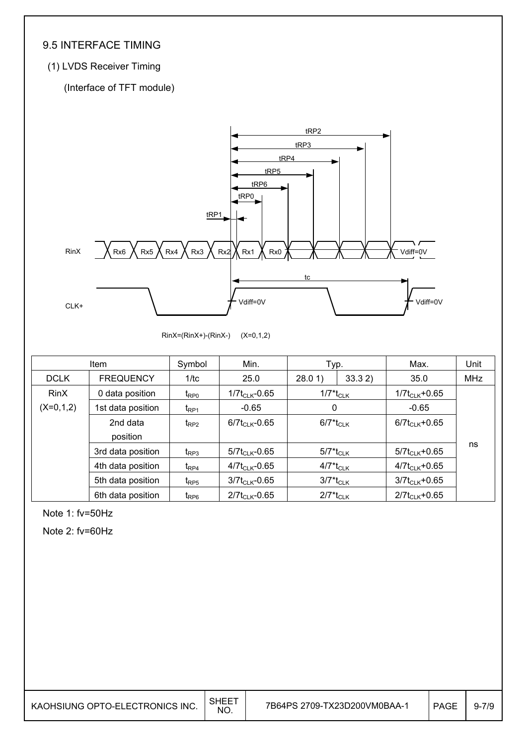## 9.5 INTERFACE TIMING

(1) LVDS Receiver Timing

(Interface of TFT module)

RinX=(RinX+)-(RinX-)　(X=0,1,2)

| Item | | Symbol | Min. | Typ. | | Max. | Unit |
|---|---|---|---|---|---|---|---|
| DCLK | FREQUENCY | 1/tc | 25.0 | 28.0 1) | 33.3 2) | 35.0 | MHz |
| RinX (X=0,1,2) | 0 data position | $t_{RP0}$ | $1/7t_{CLK}$-0.65 | $1/7*t_{CLK}$ | | $1/7t_{CLK}$+0.65 | ns |
| | 1st data position | $t_{RP1}$ | -0.65 | 0 | | -0.65 | |
| | 2nd data position | $t_{RP2}$ | $6/7t_{CLK}$-0.65 | $6/7*t_{CLK}$ | | $6/7t_{CLK}$+0.65 | |
| | 3rd data position | $t_{RP3}$ | $5/7t_{CLK}$-0.65 | $5/7*t_{CLK}$ | | $5/7t_{CLK}$+0.65 | |
| | 4th data position | $t_{RP4}$ | $4/7t_{CLK}$-0.65 | $4/7*t_{CLK}$ | | $4/7t_{CLK}$+0.65 | |
| | 5th data position | $t_{RP5}$ | $3/7t_{CLK}$-0.65 | $3/7*t_{CLK}$ | | $3/7t_{CLK}$+0.65 | |
| | 6th data position | $t_{RP6}$ | $2/7t_{CLK}$-0.65 | $2/7*t_{CLK}$ | | $2/7t_{CLK}$+0.65 | |

Note 1: fv=50Hz

Note 2: fv=60Hz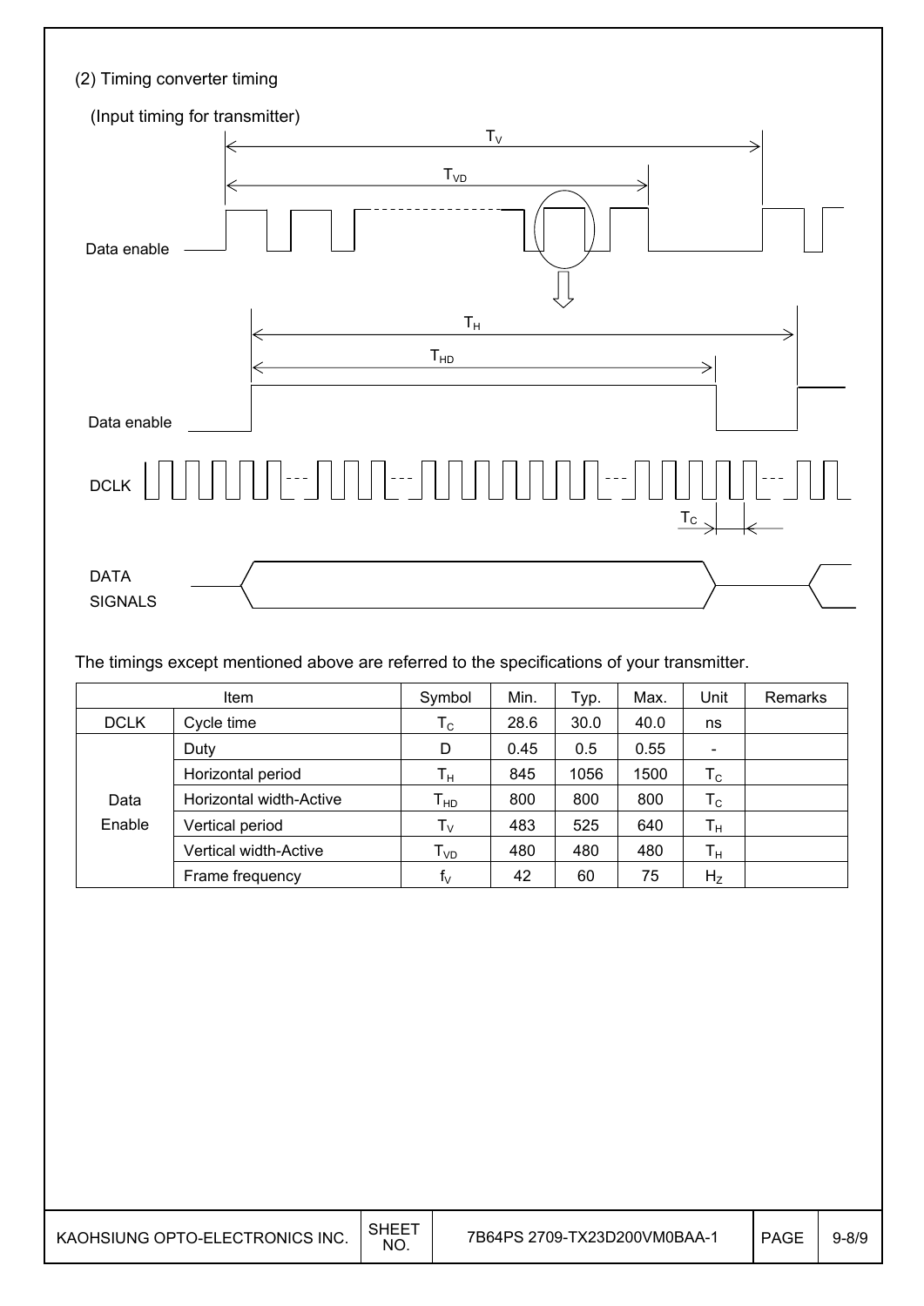(2) Timing converter timing

(Input timing for transmitter)

The timings except mentioned above are referred to the specifications of your transmitter.

| Item | | Symbol | Min. | Typ. | Max. | Unit | Remarks |
|---|---|---|---|---|---|---|---|
| DCLK | Cycle time | $T_C$ | 28.6 | 30.0 | 40.0 | ns | |
| Data Enable | Duty | D | 0.45 | 0.5 | 0.55 | - | |
| | Horizontal period | $T_H$ | 845 | 1056 | 1500 | $T_C$ | |
| | Horizontal width-Active | $T_{HD}$ | 800 | 800 | 800 | $T_C$ | |
| | Vertical period | $T_V$ | 483 | 525 | 640 | $T_H$ | |
| | Vertical width-Active | $T_{VD}$ | 480 | 480 | 480 | $T_H$ | |
| | Frame frequency | $f_V$ | 42 | 60 | 75 | $H_Z$ | |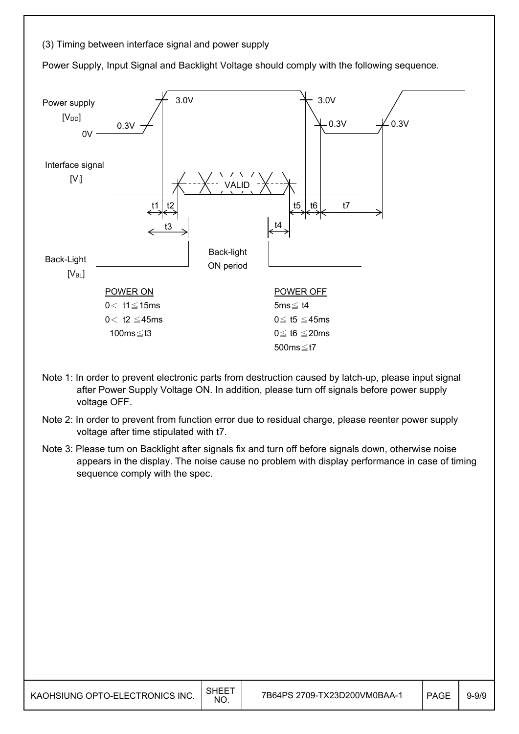(3) Timing between interface signal and power supply

Power Supply, Input Signal and Backlight Voltage should comply with the following sequence.

Power supply [$V_{DD}$]

Interface signal [$V_I$]

Back-Light [$V_{BL}$]

| POWER ON | POWER OFF |
|---|---|
| $0 < t1 \leqq 15ms$ | $5ms \leqq t4$ |
| $0 < t2 \leqq 45ms$ | $0 \leqq t5 \leqq 45ms$ |
| $100ms \leqq t3$ | $0 \leqq t6 \leqq 20ms$ |
| | $500ms \leqq t7$ |

Note 1: In order to prevent electronic parts from destruction caused by latch-up, please input signal after Power Supply Voltage ON. In addition, please turn off signals before power supply voltage OFF.

Note 2: In order to prevent from function error due to residual charge, please reenter power supply voltage after time stipulated with t7.

Note 3: Please turn on Backlight after signals fix and turn off before signals down, otherwise noise appears in the display. The noise cause no problem with display performance in case of timing sequence comply with the spec.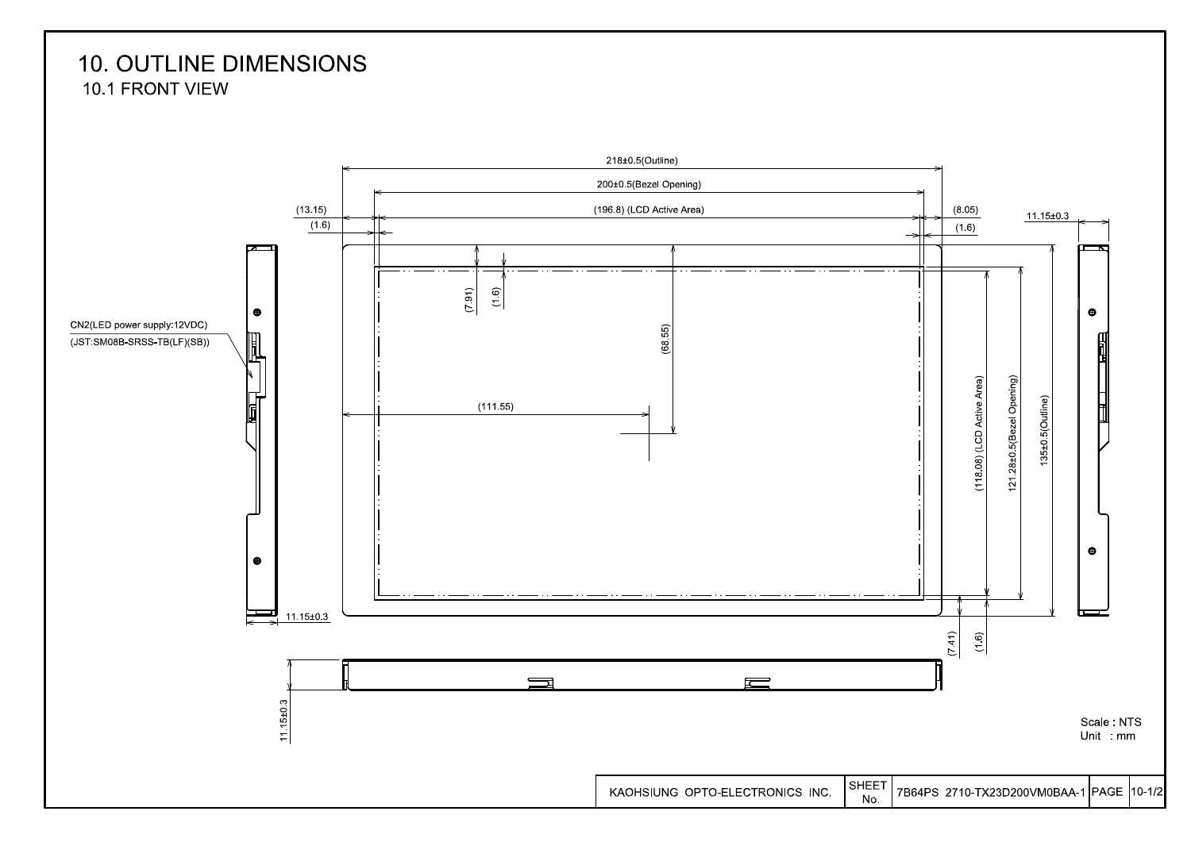# 10. OUTLINE DIMENSIONS

## 10.1 FRONT VIEW

218±0.5(Outline)

200±0.5(Bezel Opening)

(13.15)

(196.8) (LCD Active Area)

(8.05)

(1.6)

(1.6)

11.15±0.3

(7.91)

(1.6)

(68.55)

CN2(LED power supply:12VDC)

(JST:SM08B-SRSS-TB(LF)(SB))

(111.55)

(118.08) (LCD Active Area)

121.28±0.5(Bezel Opening)

135±0.5(Outline)

11.15±0.3

(7.41)

(1.6)

11.15±0.3

Scale : NTS

Unit : mm

| KAOHSIUNG OPTO-ELECTRONICS INC. | SHEET No. | 7B64PS 2710-TX23D200VM0BAA-1 | PAGE | 10-1/2 |
|---|---|---|---|---|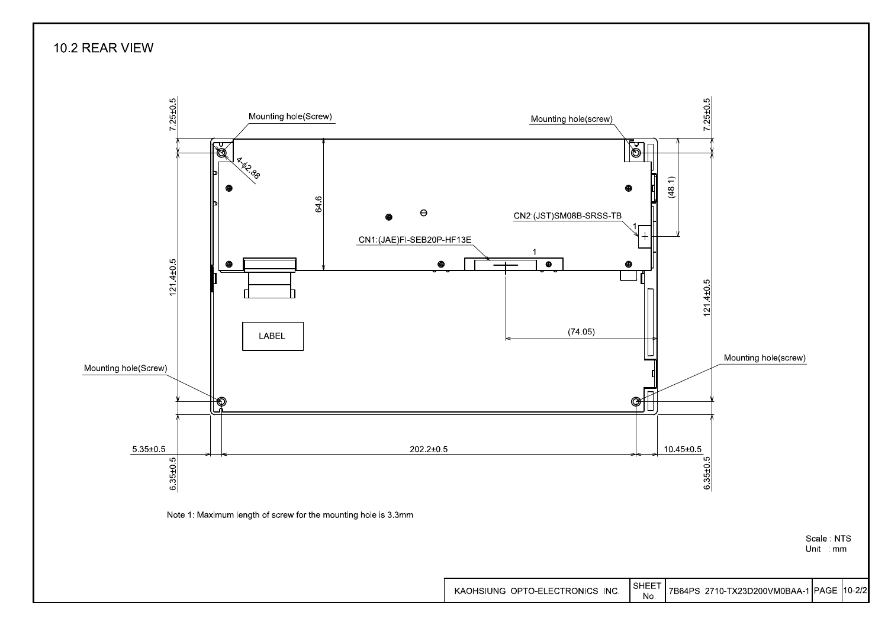## 10.2 REAR VIEW

Mounting hole(Screw)

Mounting hole(screw)

4-φ2.88

CN2:(JST)SM08B-SRSS-TB

CN1:(JAE)FI-SEB20P-HF13E

LABEL

Mounting hole(Screw)

Mounting hole(screw)

7.25±0.5

7.25±0.5

64.6

(48.1)

121.4±0.5

121.4±0.5

(74.05)

5.35±0.5

202.2±0.5

10.45±0.5

6.35±0.5

6.35±0.5

Note 1: Maximum length of screw for the mounting hole is 3.3mm

Scale : NTS
Unit : mm

| KAOHSIUNG OPTO-ELECTRONICS INC. | SHEET No. | 7B64PS 2710-TX23D200VM0BAA-1 | PAGE | 10-2/2 |
|---|---|---|---|---|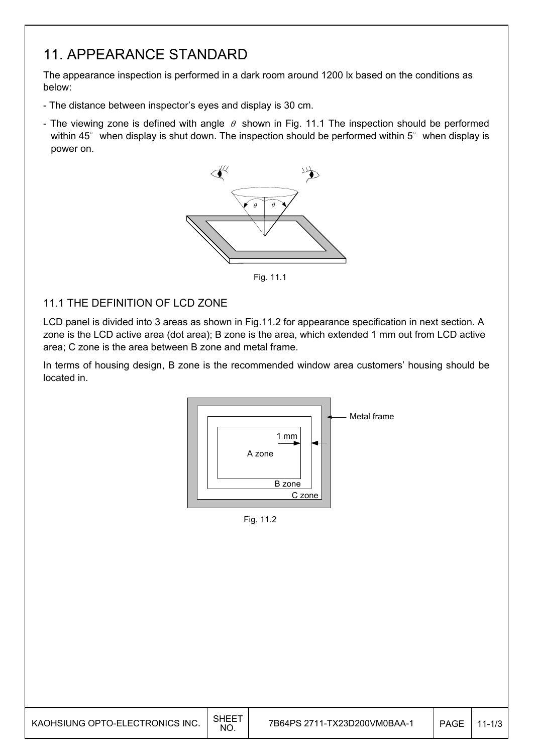# 11. APPEARANCE STANDARD

The appearance inspection is performed in a dark room around 1200 lx based on the conditions as below:

- The distance between inspector's eyes and display is 30 cm.
- The viewing zone is defined with angle $\theta$ shown in Fig. 11.1 The inspection should be performed within 45° when display is shut down. The inspection should be performed within 5° when display is power on.

Fig. 11.1

## 11.1 THE DEFINITION OF LCD ZONE

LCD panel is divided into 3 areas as shown in Fig.11.2 for appearance specification in next section. A zone is the LCD active area (dot area); B zone is the area, which extended 1 mm out from LCD active area; C zone is the area between B zone and metal frame.

In terms of housing design, B zone is the recommended window area customers' housing should be located in.

Fig. 11.2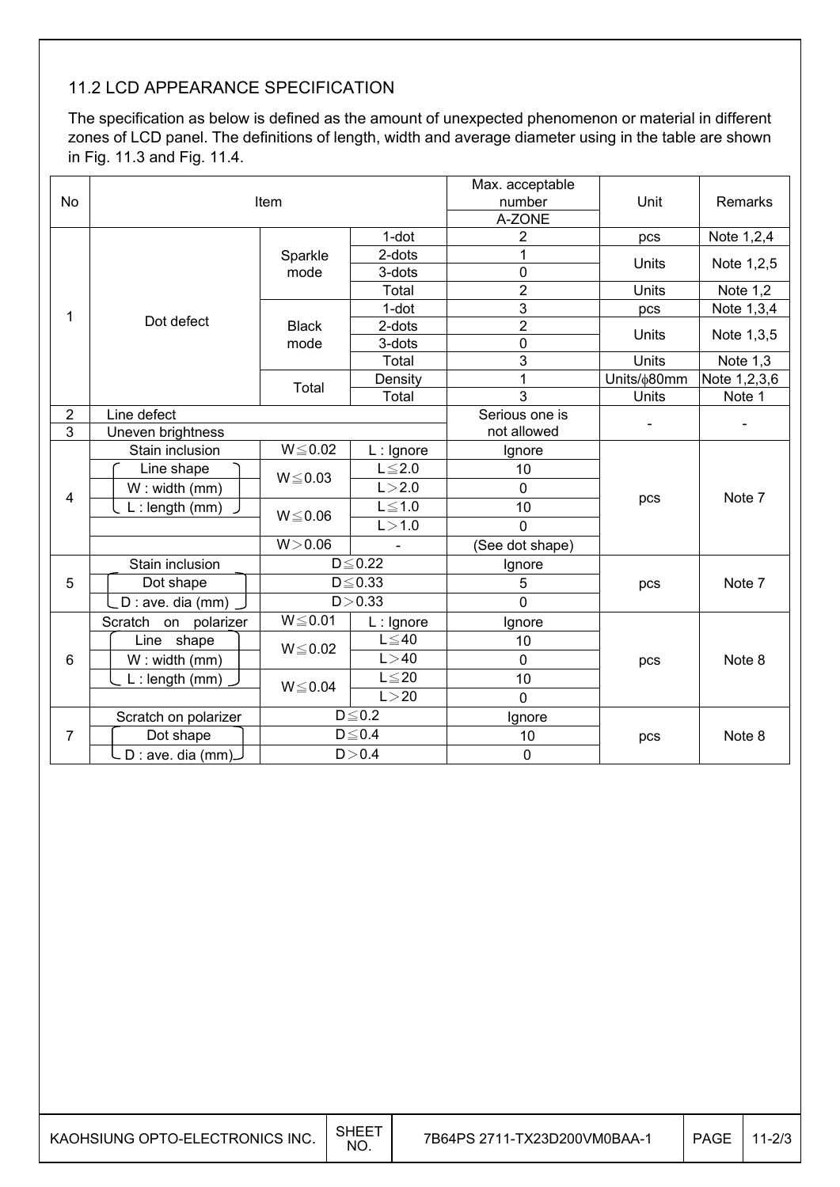## 11.2 LCD APPEARANCE SPECIFICATION

The specification as below is defined as the amount of unexpected phenomenon or material in different zones of LCD panel. The definitions of length, width and average diameter using in the table are shown in Fig. 11.3 and Fig. 11.4.

| No | Item | | | Max. acceptable number A-ZONE | Unit | Remarks |
|---|---|---|---|---|---|---|
| 1 | Dot defect | Sparkle mode | 1-dot | 2 | pcs | Note 1,2,4 |
| | | | 2-dots | 1 | Units | Note 1,2,5 |
| | | | 3-dots | 0 | | |
| | | | Total | 2 | Units | Note 1,2 |
| | | Black mode | 1-dot | 3 | pcs | Note 1,3,4 |
| | | | 2-dots | 2 | Units | Note 1,3,5 |
| | | | 3-dots | 0 | | |
| | | | Total | 3 | Units | Note 1,3 |
| | | Total | Density | 1 | Units/ϕ80mm | Note 1,2,3,6 |
| | | | Total | 3 | Units | Note 1 |
| 2 | Line defect | | | Serious one is not allowed | - | - |
| 3 | Uneven brightness | | | | | |
| 4 | Stain inclusion | W≦0.02 | L : Ignore | Ignore | pcs | Note 7 |
| | Line shape | W≦0.03 | L≦2.0 | 10 | | |
| | W : width (mm) | | L＞2.0 | 0 | | |
| | L : length (mm) | W≦0.06 | L≦1.0 | 10 | | |
| | | | L＞1.0 | 0 | | |
| | | W＞0.06 | - | (See dot shape) | | |
| 5 | Stain inclusion | D≦0.22 | | Ignore | pcs | Note 7 |
| | Dot shape | D≦0.33 | | 5 | | |
| | D : ave. dia (mm) | D＞0.33 | | 0 | | |
| 6 | Scratch on polarizer | W≦0.01 | L : Ignore | Ignore | pcs | Note 8 |
| | Line shape | W≦0.02 | L≦40 | 10 | | |
| | W : width (mm) | | L＞40 | 0 | | |
| | L : length (mm) | W≦0.04 | L≦20 | 10 | | |
| | | | L＞20 | 0 | | |
| 7 | Scratch on polarizer | D≦0.2 | | Ignore | pcs | Note 8 |
| | Dot shape | D≦0.4 | | 10 | | |
| | D : ave. dia (mm) | D＞0.4 | | 0 | | |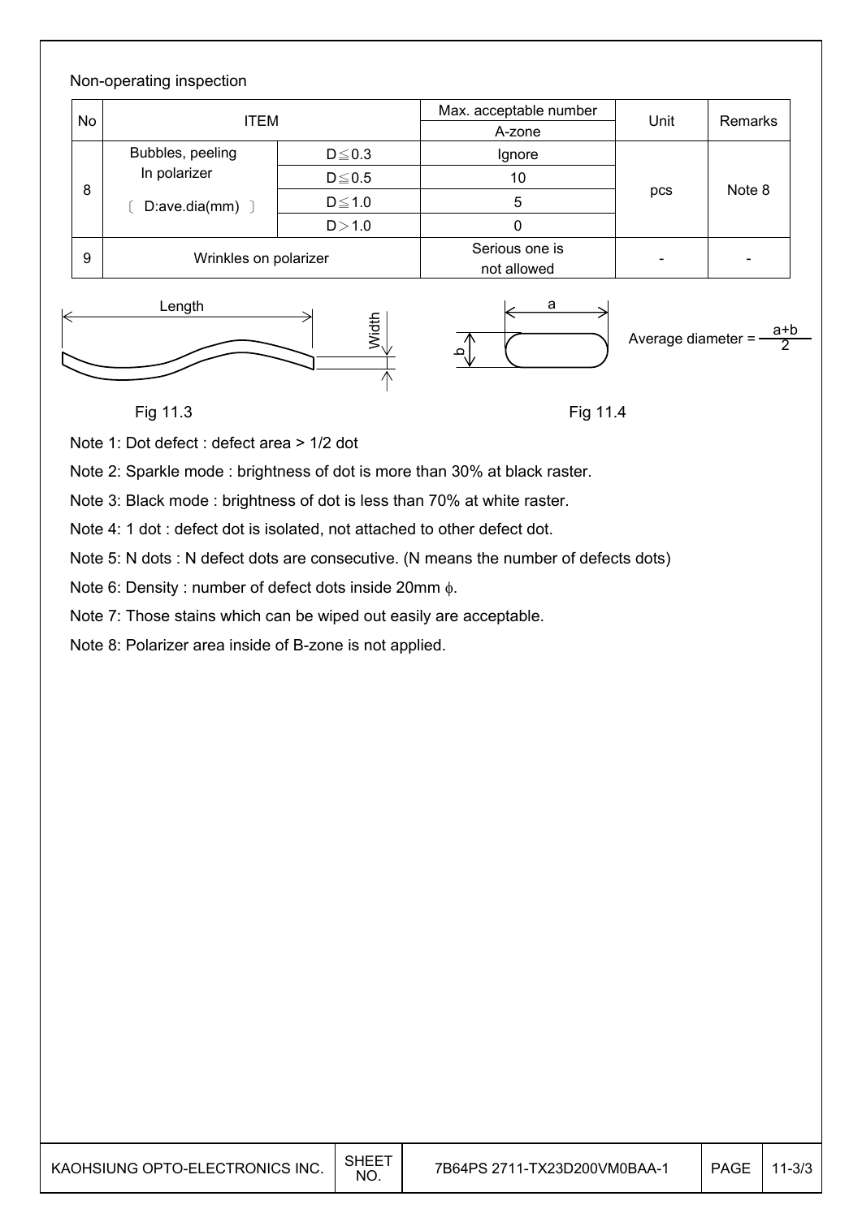Non-operating inspection

| No | ITEM | | Max. acceptable number | Unit | Remarks |
|---|---|---|---|---|---|
| | | | A-zone | | |
| 8 | Bubbles, peeling In polarizer 〔 D:ave.dia(mm) 〕 | D≦0.3 | Ignore | pcs | Note 8 |
| | | D≦0.5 | 10 | | |
| | | D≦1.0 | 5 | | |
| | | D＞1.0 | 0 | | |
| 9 | Wrinkles on polarizer | | Serious one is not allowed | - | - |

Length

Width

Fig 11.3

a

b

Average diameter = $\frac{a+b}{2}$

Fig 11.4

Note 1: Dot defect : defect area > 1/2 dot

Note 2: Sparkle mode : brightness of dot is more than 30% at black raster.

Note 3: Black mode : brightness of dot is less than 70% at white raster.

Note 4: 1 dot : defect dot is isolated, not attached to other defect dot.

Note 5: N dots : N defect dots are consecutive. (N means the number of defects dots)

Note 6: Density : number of defect dots inside 20mm $\phi$.

Note 7: Those stains which can be wiped out easily are acceptable.

Note 8: Polarizer area inside of B-zone is not applied.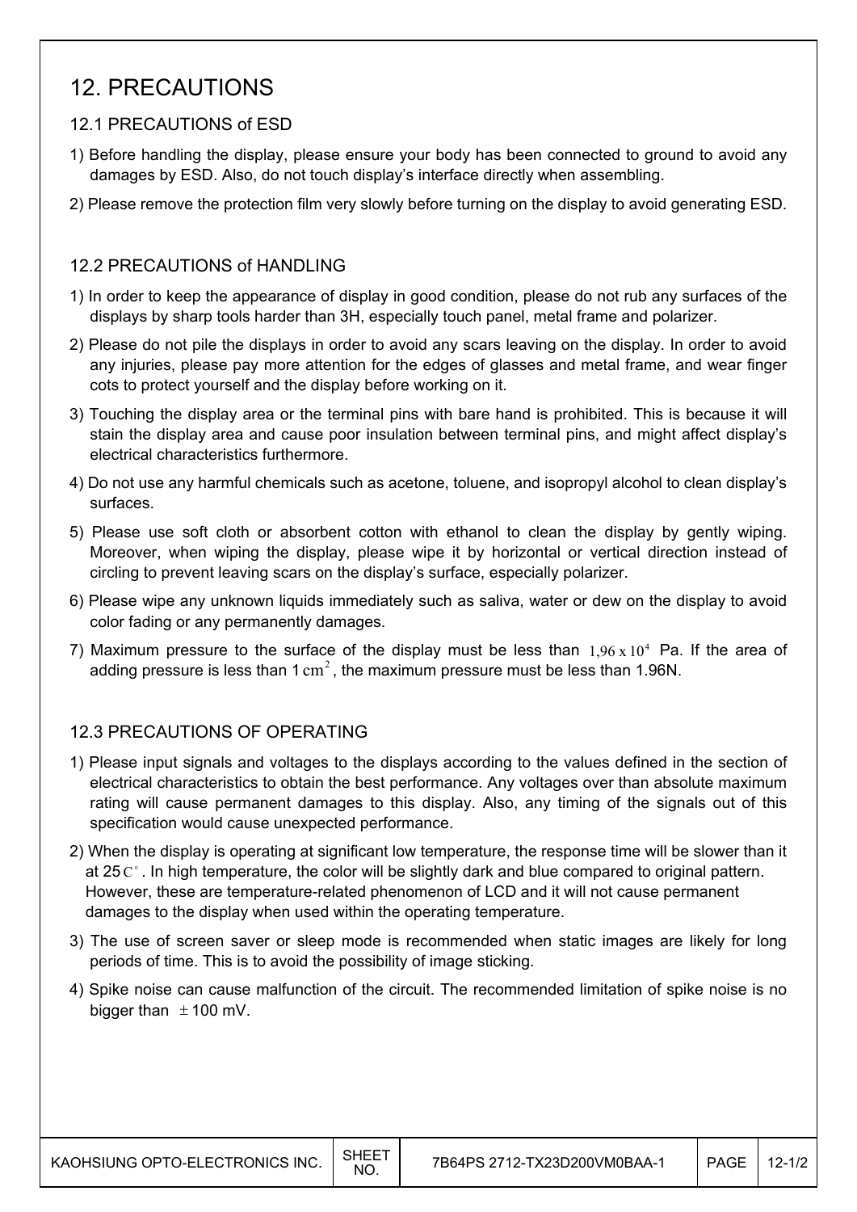# 12. PRECAUTIONS

## 12.1 PRECAUTIONS of ESD

1) Before handling the display, please ensure your body has been connected to ground to avoid any damages by ESD. Also, do not touch display's interface directly when assembling.
2) Please remove the protection film very slowly before turning on the display to avoid generating ESD.

## 12.2 PRECAUTIONS of HANDLING

1) In order to keep the appearance of display in good condition, please do not rub any surfaces of the displays by sharp tools harder than 3H, especially touch panel, metal frame and polarizer.
2) Please do not pile the displays in order to avoid any scars leaving on the display. In order to avoid any injuries, please pay more attention for the edges of glasses and metal frame, and wear finger cots to protect yourself and the display before working on it.
3) Touching the display area or the terminal pins with bare hand is prohibited. This is because it will stain the display area and cause poor insulation between terminal pins, and might affect display's electrical characteristics furthermore.
4) Do not use any harmful chemicals such as acetone, toluene, and isopropyl alcohol to clean display's surfaces.
5) Please use soft cloth or absorbent cotton with ethanol to clean the display by gently wiping. Moreover, when wiping the display, please wipe it by horizontal or vertical direction instead of circling to prevent leaving scars on the display's surface, especially polarizer.
6) Please wipe any unknown liquids immediately such as saliva, water or dew on the display to avoid color fading or any permanently damages.
7) Maximum pressure to the surface of the display must be less than $1{,}96 \times 10^4$ Pa. If the area of adding pressure is less than 1 $cm^2$, the maximum pressure must be less than 1.96N.

## 12.3 PRECAUTIONS OF OPERATING

1) Please input signals and voltages to the displays according to the values defined in the section of electrical characteristics to obtain the best performance. Any voltages over than absolute maximum rating will cause permanent damages to this display. Also, any timing of the signals out of this specification would cause unexpected performance.
2) When the display is operating at significant low temperature, the response time will be slower than it at 25 $C^\circ$. In high temperature, the color will be slightly dark and blue compared to original pattern. However, these are temperature-related phenomenon of LCD and it will not cause permanent damages to the display when used within the operating temperature.
3) The use of screen saver or sleep mode is recommended when static images are likely for long periods of time. This is to avoid the possibility of image sticking.
4) Spike noise can cause malfunction of the circuit. The recommended limitation of spike noise is no bigger than $\pm$100 mV.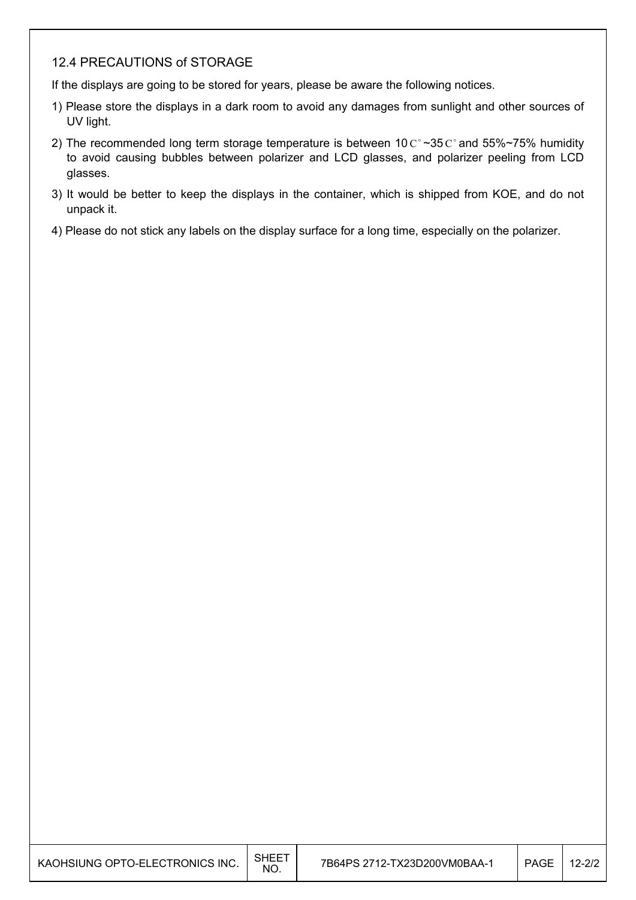### 12.4 PRECAUTIONS of STORAGE

If the displays are going to be stored for years, please be aware the following notices.

1) Please store the displays in a dark room to avoid any damages from sunlight and other sources of UV light.
2) The recommended long term storage temperature is between 10C°~35C° and 55%~75% humidity to avoid causing bubbles between polarizer and LCD glasses, and polarizer peeling from LCD glasses.
3) It would be better to keep the displays in the container, which is shipped from KOE, and do not unpack it.
4) Please do not stick any labels on the display surface for a long time, especially on the polarizer.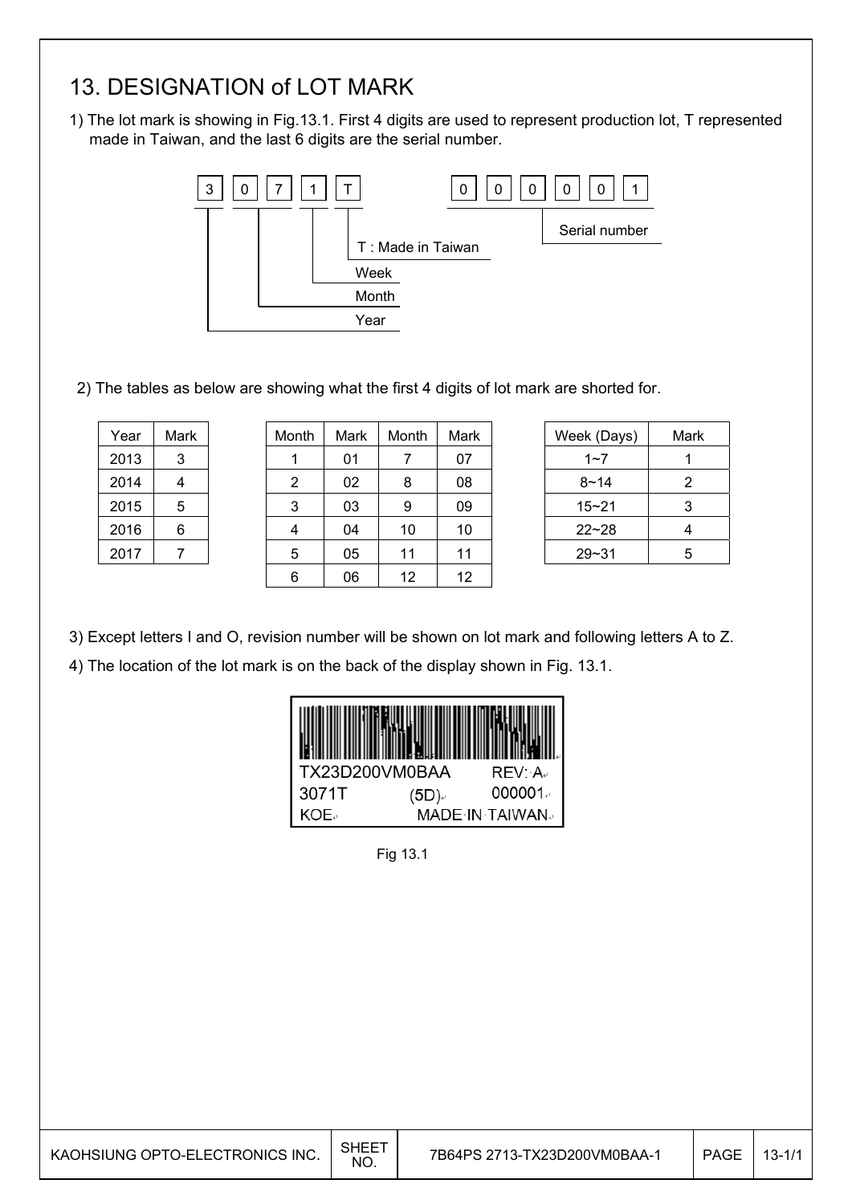# 13. DESIGNATION of LOT MARK

1) The lot mark is showing in Fig.13.1. First 4 digits are used to represent production lot, T represented made in Taiwan, and the last 6 digits are the serial number.

3 0 7 1 T 0 0 0 0 0 1

Year
Month
Week
T : Made in Taiwan
Serial number

2) The tables as below are showing what the first 4 digits of lot mark are shorted for.

| Year | Mark |
|---|---|
| 2013 | 3 |
| 2014 | 4 |
| 2015 | 5 |
| 2016 | 6 |
| 2017 | 7 |

| Month | Mark | Month | Mark |
|---|---|---|---|
| 1 | 01 | 7 | 07 |
| 2 | 02 | 8 | 08 |
| 3 | 03 | 9 | 09 |
| 4 | 04 | 10 | 10 |
| 5 | 05 | 11 | 11 |
| 6 | 06 | 12 | 12 |

| Week (Days) | Mark |
|---|---|
| 1~7 | 1 |
| 8~14 | 2 |
| 15~21 | 3 |
| 22~28 | 4 |
| 29~31 | 5 |

3) Except letters I and O, revision number will be shown on lot mark and following letters A to Z.

4) The location of the lot mark is on the back of the display shown in Fig. 13.1.

TX23D200VM0BAA REV: A
3071T (5D) 000001
KOE MADE IN TAIWAN

Fig 13.1